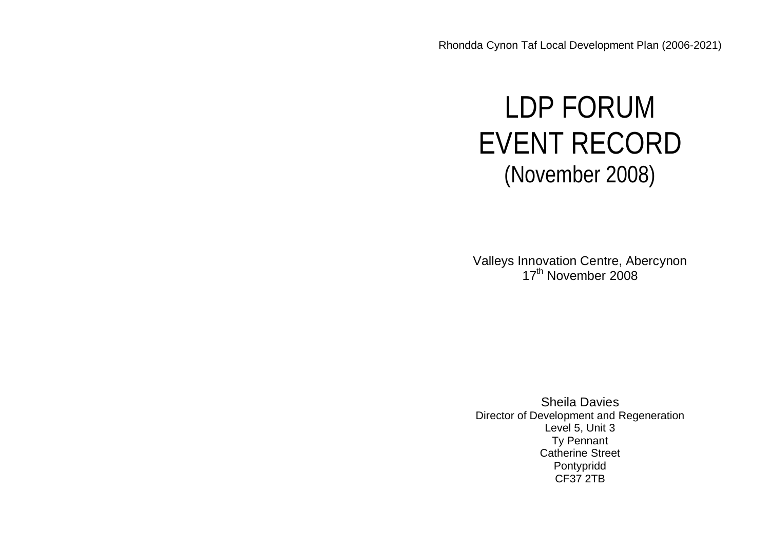Rhondda Cynon Taf Local Development Plan (2006-2021)

# LDP FORUM EVENT RECORD (November 2008)

Valleys Innovation Centre, Abercynon
17th November 2008

Sheila Davies
Director of Development and Regeneration
Level 5, Unit 3
Ty Pennant
Catherine Street
Pontypridd
CF37 2TB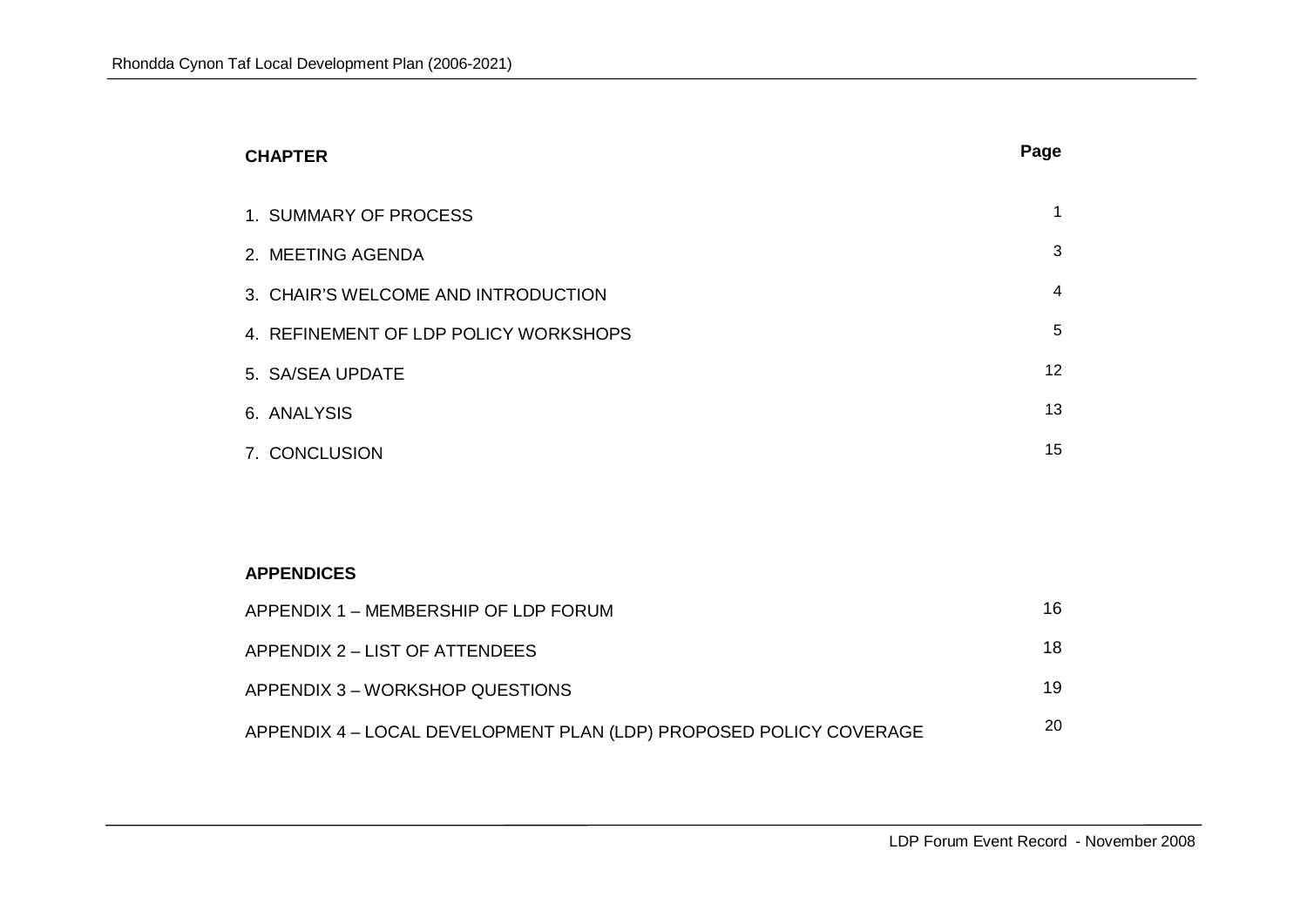| CHAPTER | Page |
|---|---|
| 1. SUMMARY OF PROCESS | 1 |
| 2. MEETING AGENDA | 3 |
| 3. CHAIR'S WELCOME AND INTRODUCTION | 4 |
| 4. REFINEMENT OF LDP POLICY WORKSHOPS | 5 |
| 5. SA/SEA UPDATE | 12 |
| 6. ANALYSIS | 13 |
| 7. CONCLUSION | 15 |

| APPENDICES | |
|---|---|
| APPENDIX 1 – MEMBERSHIP OF LDP FORUM | 16 |
| APPENDIX 2 – LIST OF ATTENDEES | 18 |
| APPENDIX 3 – WORKSHOP QUESTIONS | 19 |
| APPENDIX 4 – LOCAL DEVELOPMENT PLAN (LDP) PROPOSED POLICY COVERAGE | 20 |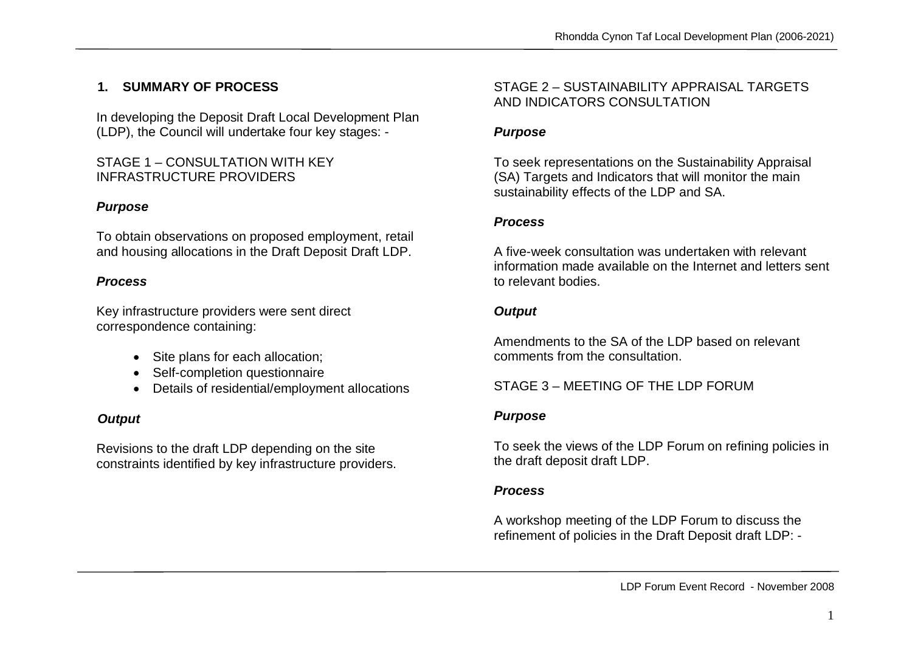## 1. SUMMARY OF PROCESS

In developing the Deposit Draft Local Development Plan (LDP), the Council will undertake four key stages: -

### STAGE 1 – CONSULTATION WITH KEY INFRASTRUCTURE PROVIDERS

***Purpose***

To obtain observations on proposed employment, retail and housing allocations in the Draft Deposit Draft LDP.

***Process***

Key infrastructure providers were sent direct correspondence containing:

- Site plans for each allocation;
- Self-completion questionnaire
- Details of residential/employment allocations

***Output***

Revisions to the draft LDP depending on the site constraints identified by key infrastructure providers.

### STAGE 2 – SUSTAINABILITY APPRAISAL TARGETS AND INDICATORS CONSULTATION

***Purpose***

To seek representations on the Sustainability Appraisal (SA) Targets and Indicators that will monitor the main sustainability effects of the LDP and SA.

***Process***

A five-week consultation was undertaken with relevant information made available on the Internet and letters sent to relevant bodies.

***Output***

Amendments to the SA of the LDP based on relevant comments from the consultation.

### STAGE 3 – MEETING OF THE LDP FORUM

***Purpose***

To seek the views of the LDP Forum on refining policies in the draft deposit draft LDP.

***Process***

A workshop meeting of the LDP Forum to discuss the refinement of policies in the Draft Deposit draft LDP: -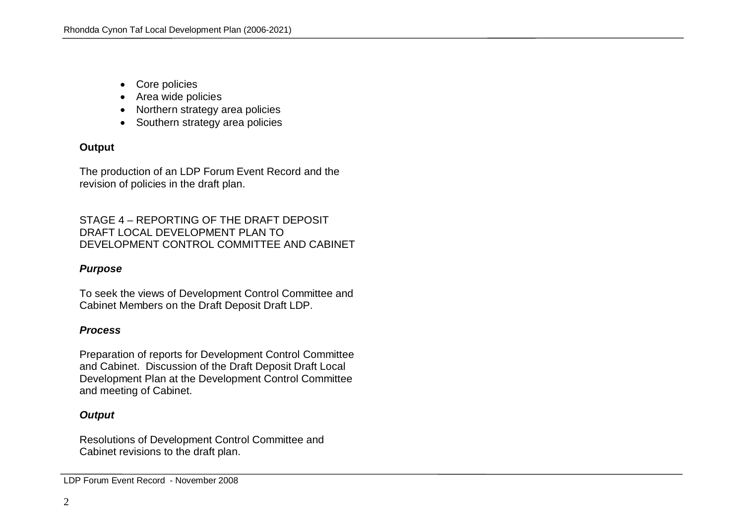- Core policies
- Area wide policies
- Northern strategy area policies
- Southern strategy area policies

**Output**

The production of an LDP Forum Event Record and the revision of policies in the draft plan.

STAGE 4 – REPORTING OF THE DRAFT DEPOSIT DRAFT LOCAL DEVELOPMENT PLAN TO DEVELOPMENT CONTROL COMMITTEE AND CABINET

***Purpose***

To seek the views of Development Control Committee and Cabinet Members on the Draft Deposit Draft LDP.

***Process***

Preparation of reports for Development Control Committee and Cabinet. Discussion of the Draft Deposit Draft Local Development Plan at the Development Control Committee and meeting of Cabinet.

***Output***

Resolutions of Development Control Committee and Cabinet revisions to the draft plan.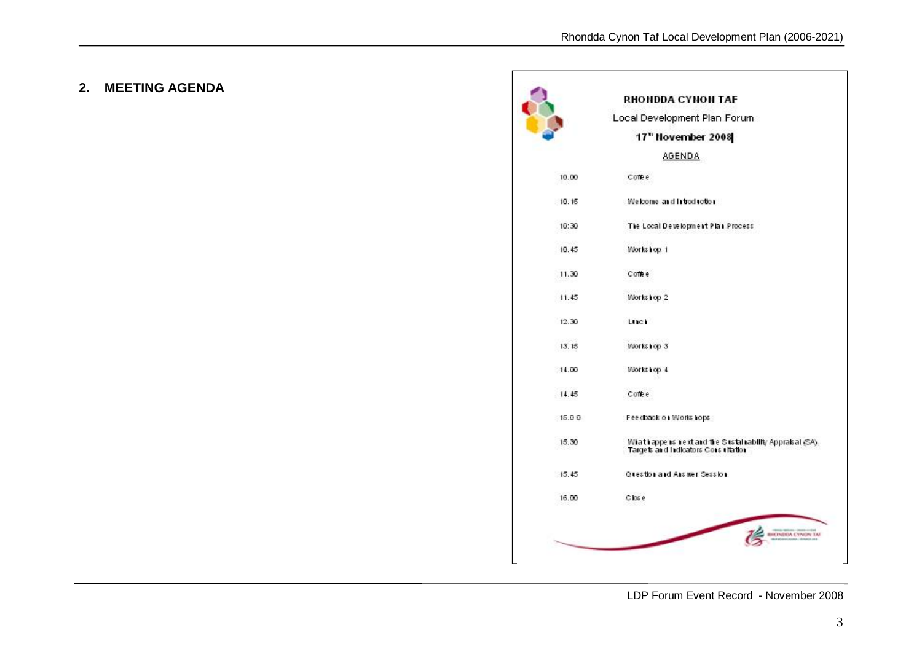## 2. MEETING AGENDA

**RHONDDA CYNON TAF**

Local Development Plan Forum

**17th November 2008**

AGENDA

| | |
|---|---|
| 10.00 | Coffee |
| 10.15 | Welcome and Introduction |
| 10:30 | The Local Development Plan Process |
| 10.45 | Workshop 1 |
| 11.30 | Coffee |
| 11.45 | Workshop 2 |
| 12.30 | Lunch |
| 13.15 | Workshop 3 |
| 14.00 | Workshop 4 |
| 14.45 | Coffee |
| 15.00 | Feedback on Workshops |
| 15.30 | What happens next and the Sustainability Appraisal (SA) Targets and Indicators Consultation |
| 15.45 | Question and Answer Session |
| 16.00 | Close |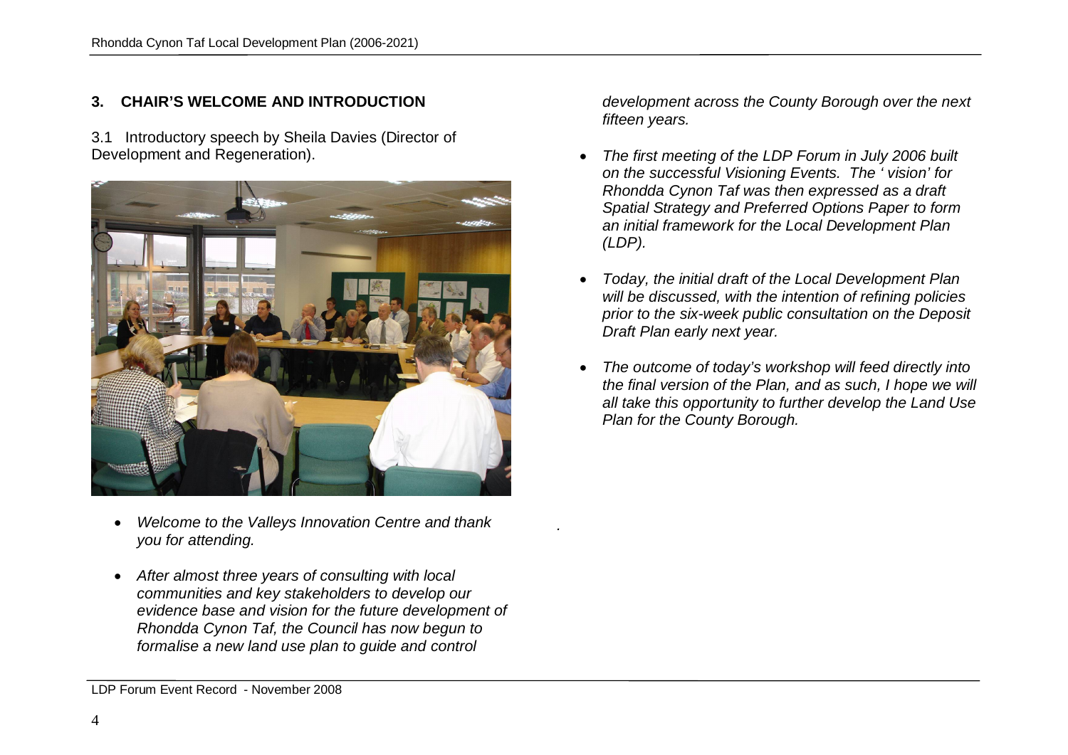## 3. CHAIR'S WELCOME AND INTRODUCTION

3.1 Introductory speech by Sheila Davies (Director of Development and Regeneration).

- *Welcome to the Valleys Innovation Centre and thank you for attending.*

- *After almost three years of consulting with local communities and key stakeholders to develop our evidence base and vision for the future development of Rhondda Cynon Taf, the Council has now begun to formalise a new land use plan to guide and control development across the County Borough over the next fifteen years.*

- *The first meeting of the LDP Forum in July 2006 built on the successful Visioning Events. The ' vision' for Rhondda Cynon Taf was then expressed as a draft Spatial Strategy and Preferred Options Paper to form an initial framework for the Local Development Plan (LDP).*

- *Today, the initial draft of the Local Development Plan will be discussed, with the intention of refining policies prior to the six-week public consultation on the Deposit Draft Plan early next year.*

- *The outcome of today's workshop will feed directly into the final version of the Plan, and as such, I hope we will all take this opportunity to further develop the Land Use Plan for the County Borough.*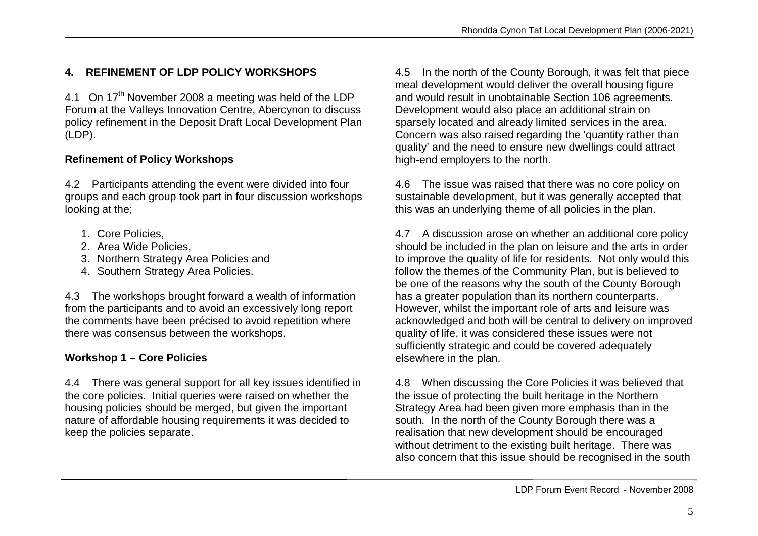## 4. REFINEMENT OF LDP POLICY WORKSHOPS

4.1 On 17th November 2008 a meeting was held of the LDP Forum at the Valleys Innovation Centre, Abercynon to discuss policy refinement in the Deposit Draft Local Development Plan (LDP).

### Refinement of Policy Workshops

4.2 Participants attending the event were divided into four groups and each group took part in four discussion workshops looking at the;

1. Core Policies,
2. Area Wide Policies,
3. Northern Strategy Area Policies and
4. Southern Strategy Area Policies.

4.3 The workshops brought forward a wealth of information from the participants and to avoid an excessively long report the comments have been précised to avoid repetition where there was consensus between the workshops.

### Workshop 1 – Core Policies

4.4 There was general support for all key issues identified in the core policies. Initial queries were raised on whether the housing policies should be merged, but given the important nature of affordable housing requirements it was decided to keep the policies separate.

4.5 In the north of the County Borough, it was felt that piece meal development would deliver the overall housing figure and would result in unobtainable Section 106 agreements. Development would also place an additional strain on sparsely located and already limited services in the area. Concern was also raised regarding the 'quantity rather than quality' and the need to ensure new dwellings could attract high-end employers to the north.

4.6 The issue was raised that there was no core policy on sustainable development, but it was generally accepted that this was an underlying theme of all policies in the plan.

4.7 A discussion arose on whether an additional core policy should be included in the plan on leisure and the arts in order to improve the quality of life for residents. Not only would this follow the themes of the Community Plan, but is believed to be one of the reasons why the south of the County Borough has a greater population than its northern counterparts. However, whilst the important role of arts and leisure was acknowledged and both will be central to delivery on improved quality of life, it was considered these issues were not sufficiently strategic and could be covered adequately elsewhere in the plan.

4.8 When discussing the Core Policies it was believed that the issue of protecting the built heritage in the Northern Strategy Area had been given more emphasis than in the south. In the north of the County Borough there was a realisation that new development should be encouraged without detriment to the existing built heritage. There was also concern that this issue should be recognised in the south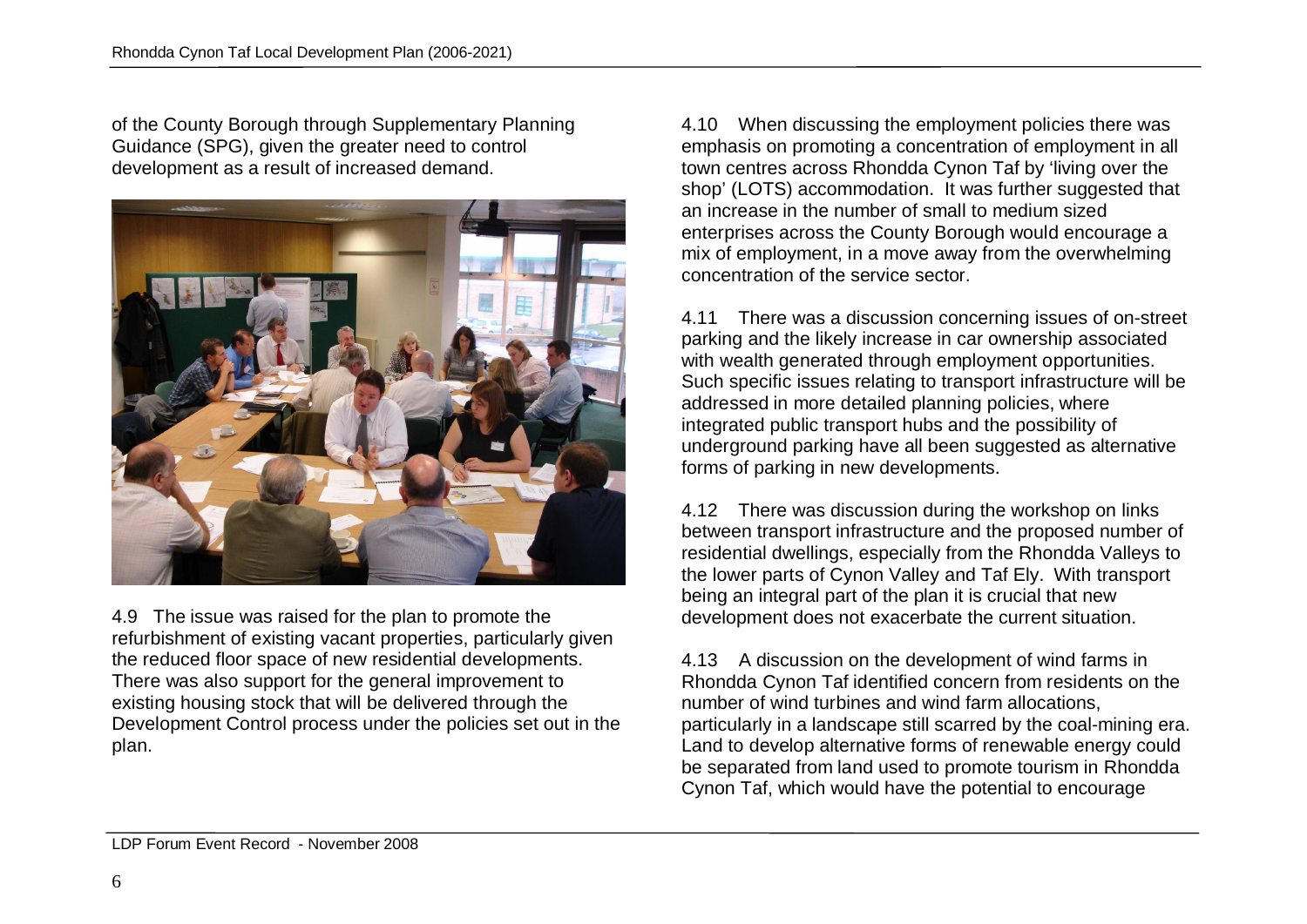of the County Borough through Supplementary Planning Guidance (SPG), given the greater need to control development as a result of increased demand.

4.9 The issue was raised for the plan to promote the refurbishment of existing vacant properties, particularly given the reduced floor space of new residential developments. There was also support for the general improvement to existing housing stock that will be delivered through the Development Control process under the policies set out in the plan.

4.10 When discussing the employment policies there was emphasis on promoting a concentration of employment in all town centres across Rhondda Cynon Taf by 'living over the shop' (LOTS) accommodation. It was further suggested that an increase in the number of small to medium sized enterprises across the County Borough would encourage a mix of employment, in a move away from the overwhelming concentration of the service sector.

4.11 There was a discussion concerning issues of on-street parking and the likely increase in car ownership associated with wealth generated through employment opportunities. Such specific issues relating to transport infrastructure will be addressed in more detailed planning policies, where integrated public transport hubs and the possibility of underground parking have all been suggested as alternative forms of parking in new developments.

4.12 There was discussion during the workshop on links between transport infrastructure and the proposed number of residential dwellings, especially from the Rhondda Valleys to the lower parts of Cynon Valley and Taf Ely. With transport being an integral part of the plan it is crucial that new development does not exacerbate the current situation.

4.13 A discussion on the development of wind farms in Rhondda Cynon Taf identified concern from residents on the number of wind turbines and wind farm allocations, particularly in a landscape still scarred by the coal-mining era. Land to develop alternative forms of renewable energy could be separated from land used to promote tourism in Rhondda Cynon Taf, which would have the potential to encourage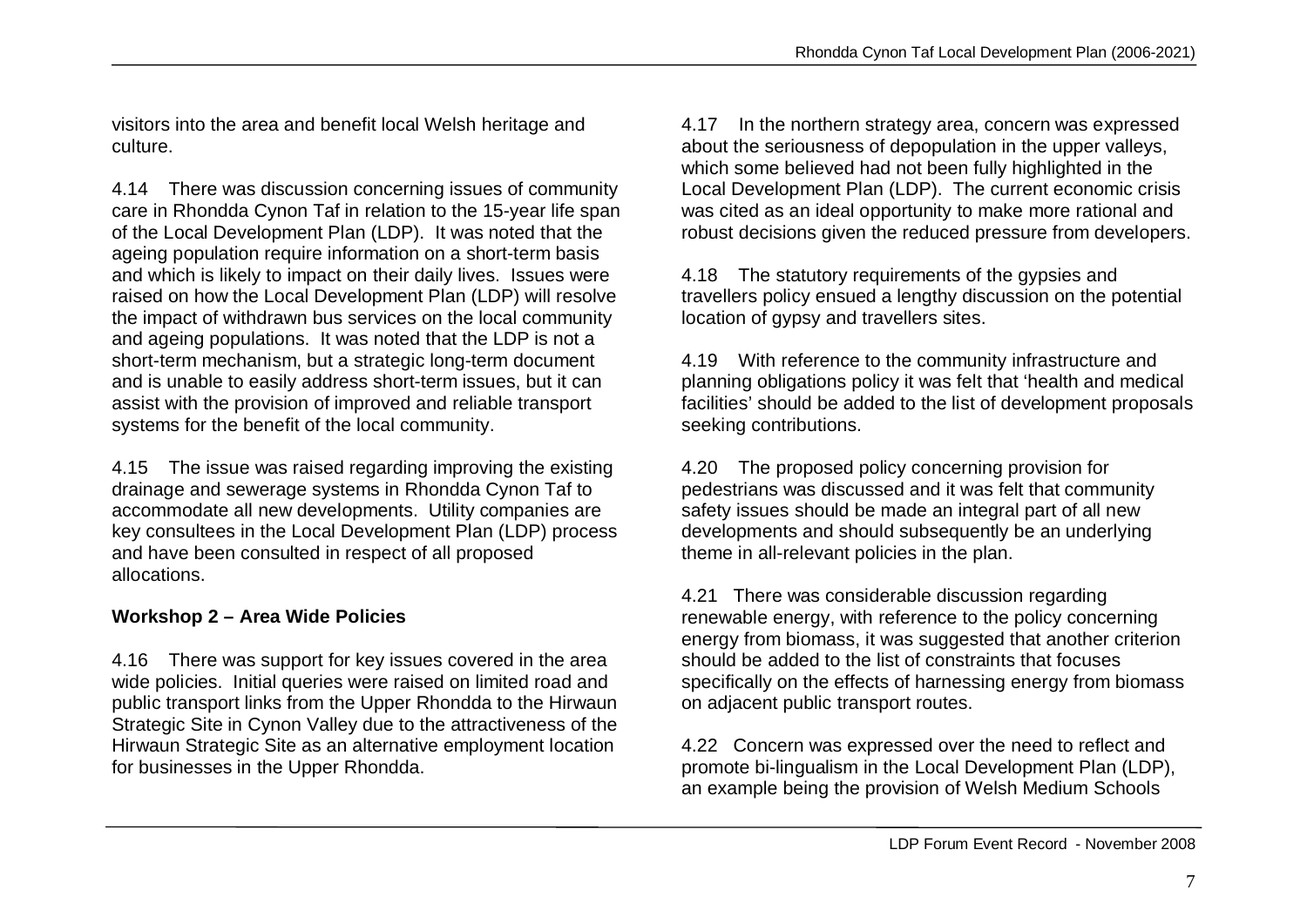visitors into the area and benefit local Welsh heritage and culture.

4.14 There was discussion concerning issues of community care in Rhondda Cynon Taf in relation to the 15-year life span of the Local Development Plan (LDP). It was noted that the ageing population require information on a short-term basis and which is likely to impact on their daily lives. Issues were raised on how the Local Development Plan (LDP) will resolve the impact of withdrawn bus services on the local community and ageing populations. It was noted that the LDP is not a short-term mechanism, but a strategic long-term document and is unable to easily address short-term issues, but it can assist with the provision of improved and reliable transport systems for the benefit of the local community.

4.15 The issue was raised regarding improving the existing drainage and sewerage systems in Rhondda Cynon Taf to accommodate all new developments. Utility companies are key consultees in the Local Development Plan (LDP) process and have been consulted in respect of all proposed allocations.

**Workshop 2 – Area Wide Policies**

4.16 There was support for key issues covered in the area wide policies. Initial queries were raised on limited road and public transport links from the Upper Rhondda to the Hirwaun Strategic Site in Cynon Valley due to the attractiveness of the Hirwaun Strategic Site as an alternative employment location for businesses in the Upper Rhondda.

4.17 In the northern strategy area, concern was expressed about the seriousness of depopulation in the upper valleys, which some believed had not been fully highlighted in the Local Development Plan (LDP). The current economic crisis was cited as an ideal opportunity to make more rational and robust decisions given the reduced pressure from developers.

4.18 The statutory requirements of the gypsies and travellers policy ensued a lengthy discussion on the potential location of gypsy and travellers sites.

4.19 With reference to the community infrastructure and planning obligations policy it was felt that 'health and medical facilities' should be added to the list of development proposals seeking contributions.

4.20 The proposed policy concerning provision for pedestrians was discussed and it was felt that community safety issues should be made an integral part of all new developments and should subsequently be an underlying theme in all-relevant policies in the plan.

4.21 There was considerable discussion regarding renewable energy, with reference to the policy concerning energy from biomass, it was suggested that another criterion should be added to the list of constraints that focuses specifically on the effects of harnessing energy from biomass on adjacent public transport routes.

4.22 Concern was expressed over the need to reflect and promote bi-lingualism in the Local Development Plan (LDP), an example being the provision of Welsh Medium Schools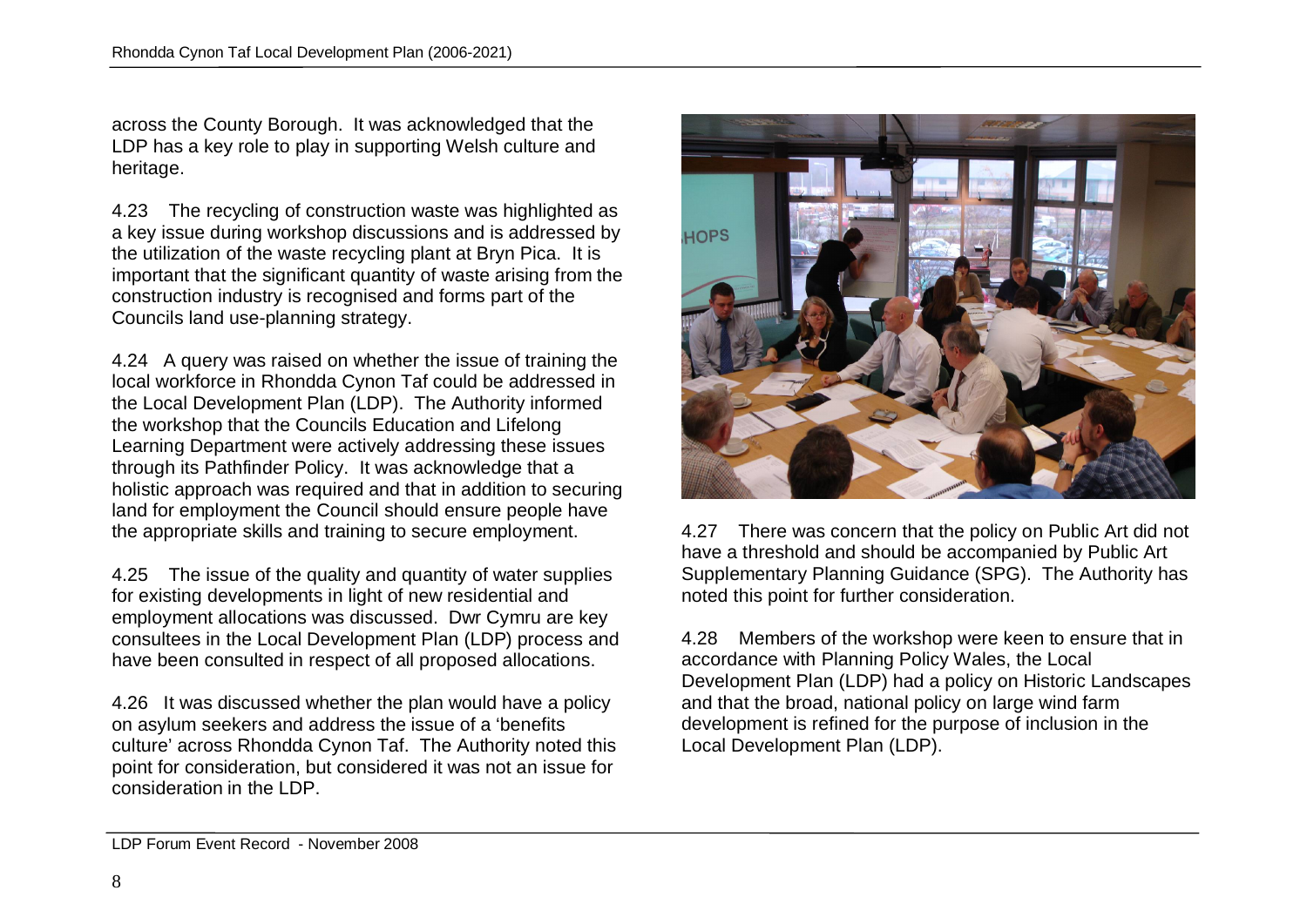across the County Borough. It was acknowledged that the LDP has a key role to play in supporting Welsh culture and heritage.

4.23 The recycling of construction waste was highlighted as a key issue during workshop discussions and is addressed by the utilization of the waste recycling plant at Bryn Pica. It is important that the significant quantity of waste arising from the construction industry is recognised and forms part of the Councils land use-planning strategy.

4.24 A query was raised on whether the issue of training the local workforce in Rhondda Cynon Taf could be addressed in the Local Development Plan (LDP). The Authority informed the workshop that the Councils Education and Lifelong Learning Department were actively addressing these issues through its Pathfinder Policy. It was acknowledge that a holistic approach was required and that in addition to securing land for employment the Council should ensure people have the appropriate skills and training to secure employment.

4.25 The issue of the quality and quantity of water supplies for existing developments in light of new residential and employment allocations was discussed. Dwr Cymru are key consultees in the Local Development Plan (LDP) process and have been consulted in respect of all proposed allocations.

4.26 It was discussed whether the plan would have a policy on asylum seekers and address the issue of a 'benefits culture' across Rhondda Cynon Taf. The Authority noted this point for consideration, but considered it was not an issue for consideration in the LDP.

4.27 There was concern that the policy on Public Art did not have a threshold and should be accompanied by Public Art Supplementary Planning Guidance (SPG). The Authority has noted this point for further consideration.

4.28 Members of the workshop were keen to ensure that in accordance with Planning Policy Wales, the Local Development Plan (LDP) had a policy on Historic Landscapes and that the broad, national policy on large wind farm development is refined for the purpose of inclusion in the Local Development Plan (LDP).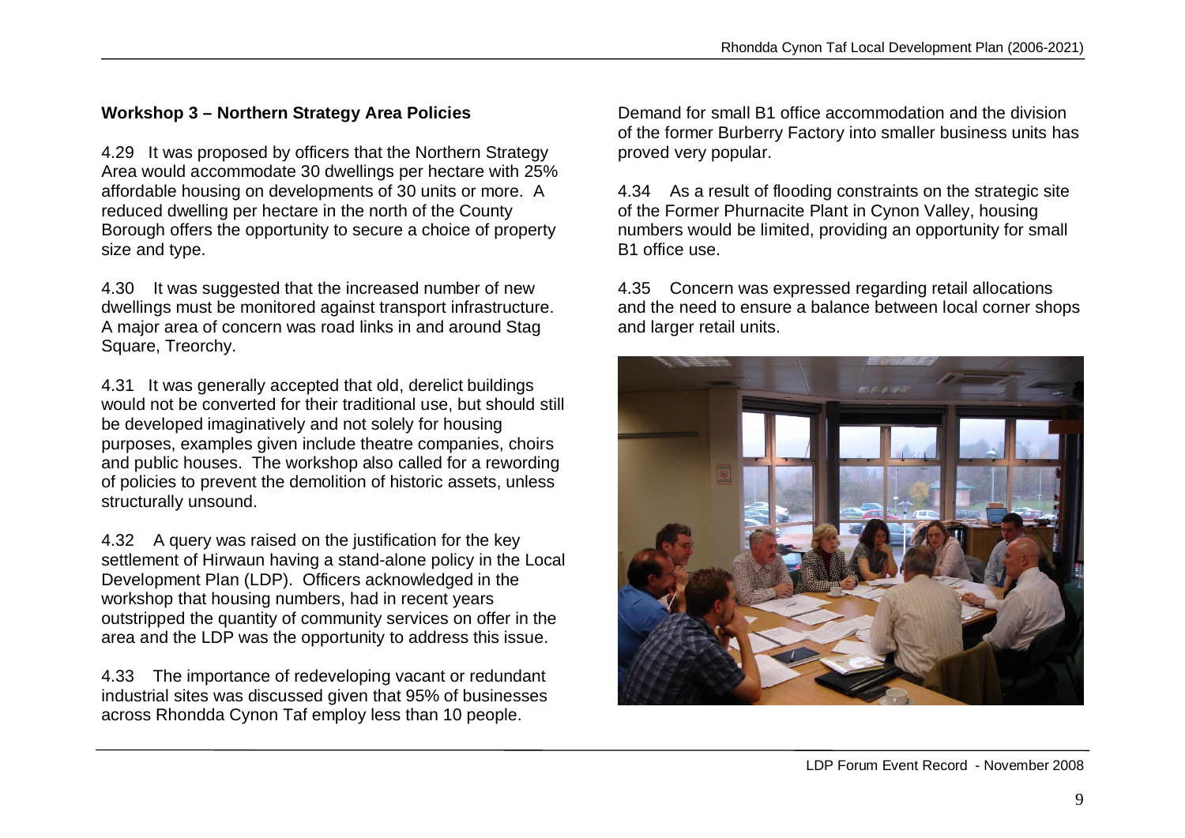### Workshop 3 – Northern Strategy Area Policies

4.29 It was proposed by officers that the Northern Strategy Area would accommodate 30 dwellings per hectare with 25% affordable housing on developments of 30 units or more. A reduced dwelling per hectare in the north of the County Borough offers the opportunity to secure a choice of property size and type.

4.30 It was suggested that the increased number of new dwellings must be monitored against transport infrastructure. A major area of concern was road links in and around Stag Square, Treorchy.

4.31 It was generally accepted that old, derelict buildings would not be converted for their traditional use, but should still be developed imaginatively and not solely for housing purposes, examples given include theatre companies, choirs and public houses. The workshop also called for a rewording of policies to prevent the demolition of historic assets, unless structurally unsound.

4.32 A query was raised on the justification for the key settlement of Hirwaun having a stand-alone policy in the Local Development Plan (LDP). Officers acknowledged in the workshop that housing numbers, had in recent years outstripped the quantity of community services on offer in the area and the LDP was the opportunity to address this issue.

4.33 The importance of redeveloping vacant or redundant industrial sites was discussed given that 95% of businesses across Rhondda Cynon Taf employ less than 10 people. Demand for small B1 office accommodation and the division of the former Burberry Factory into smaller business units has proved very popular.

4.34 As a result of flooding constraints on the strategic site of the Former Phurnacite Plant in Cynon Valley, housing numbers would be limited, providing an opportunity for small B1 office use.

4.35 Concern was expressed regarding retail allocations and the need to ensure a balance between local corner shops and larger retail units.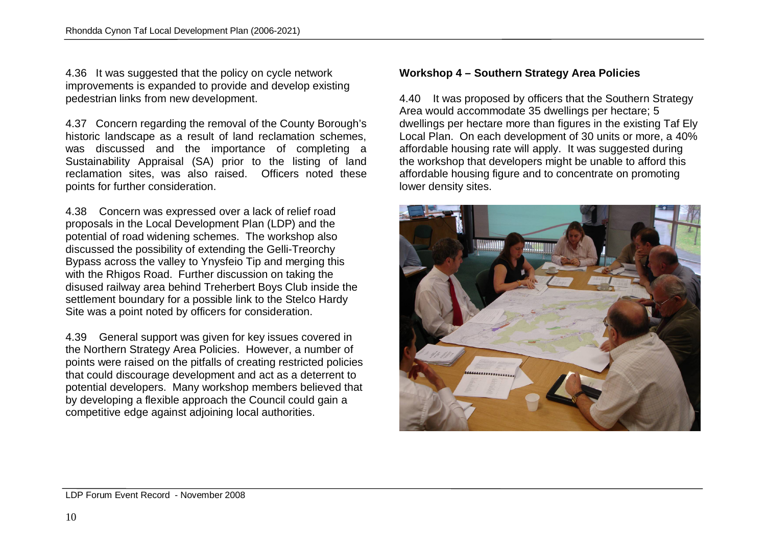4.36 It was suggested that the policy on cycle network improvements is expanded to provide and develop existing pedestrian links from new development.

4.37 Concern regarding the removal of the County Borough's historic landscape as a result of land reclamation schemes, was discussed and the importance of completing a Sustainability Appraisal (SA) prior to the listing of land reclamation sites, was also raised. Officers noted these points for further consideration.

4.38 Concern was expressed over a lack of relief road proposals in the Local Development Plan (LDP) and the potential of road widening schemes. The workshop also discussed the possibility of extending the Gelli-Treorchy Bypass across the valley to Ynysfeio Tip and merging this with the Rhigos Road. Further discussion on taking the disused railway area behind Treherbert Boys Club inside the settlement boundary for a possible link to the Stelco Hardy Site was a point noted by officers for consideration.

4.39 General support was given for key issues covered in the Northern Strategy Area Policies. However, a number of points were raised on the pitfalls of creating restricted policies that could discourage development and act as a deterrent to potential developers. Many workshop members believed that by developing a flexible approach the Council could gain a competitive edge against adjoining local authorities.

**Workshop 4 – Southern Strategy Area Policies**

4.40 It was proposed by officers that the Southern Strategy Area would accommodate 35 dwellings per hectare; 5 dwellings per hectare more than figures in the existing Taf Ely Local Plan. On each development of 30 units or more, a 40% affordable housing rate will apply. It was suggested during the workshop that developers might be unable to afford this affordable housing figure and to concentrate on promoting lower density sites.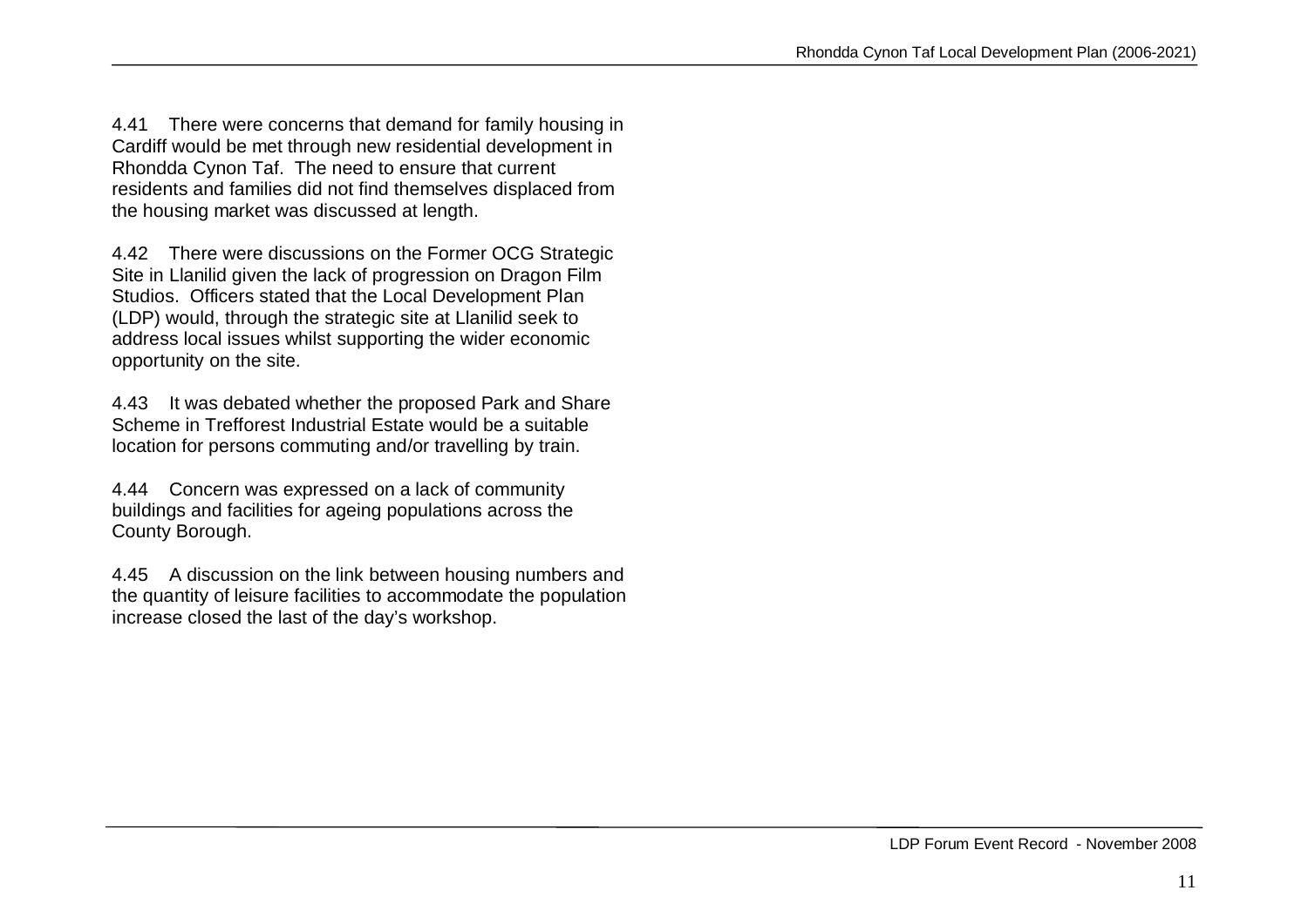4.41 There were concerns that demand for family housing in Cardiff would be met through new residential development in Rhondda Cynon Taf. The need to ensure that current residents and families did not find themselves displaced from the housing market was discussed at length.

4.42 There were discussions on the Former OCG Strategic Site in Llanilid given the lack of progression on Dragon Film Studios. Officers stated that the Local Development Plan (LDP) would, through the strategic site at Llanilid seek to address local issues whilst supporting the wider economic opportunity on the site.

4.43 It was debated whether the proposed Park and Share Scheme in Trefforest Industrial Estate would be a suitable location for persons commuting and/or travelling by train.

4.44 Concern was expressed on a lack of community buildings and facilities for ageing populations across the County Borough.

4.45 A discussion on the link between housing numbers and the quantity of leisure facilities to accommodate the population increase closed the last of the day's workshop.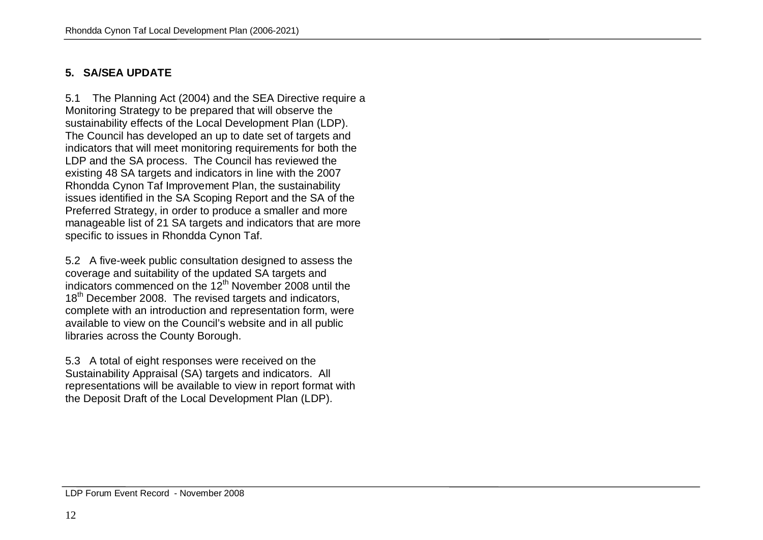## 5. SA/SEA UPDATE

5.1 The Planning Act (2004) and the SEA Directive require a Monitoring Strategy to be prepared that will observe the sustainability effects of the Local Development Plan (LDP). The Council has developed an up to date set of targets and indicators that will meet monitoring requirements for both the LDP and the SA process. The Council has reviewed the existing 48 SA targets and indicators in line with the 2007 Rhondda Cynon Taf Improvement Plan, the sustainability issues identified in the SA Scoping Report and the SA of the Preferred Strategy, in order to produce a smaller and more manageable list of 21 SA targets and indicators that are more specific to issues in Rhondda Cynon Taf.

5.2 A five-week public consultation designed to assess the coverage and suitability of the updated SA targets and indicators commenced on the 12th November 2008 until the 18th December 2008. The revised targets and indicators, complete with an introduction and representation form, were available to view on the Council's website and in all public libraries across the County Borough.

5.3 A total of eight responses were received on the Sustainability Appraisal (SA) targets and indicators. All representations will be available to view in report format with the Deposit Draft of the Local Development Plan (LDP).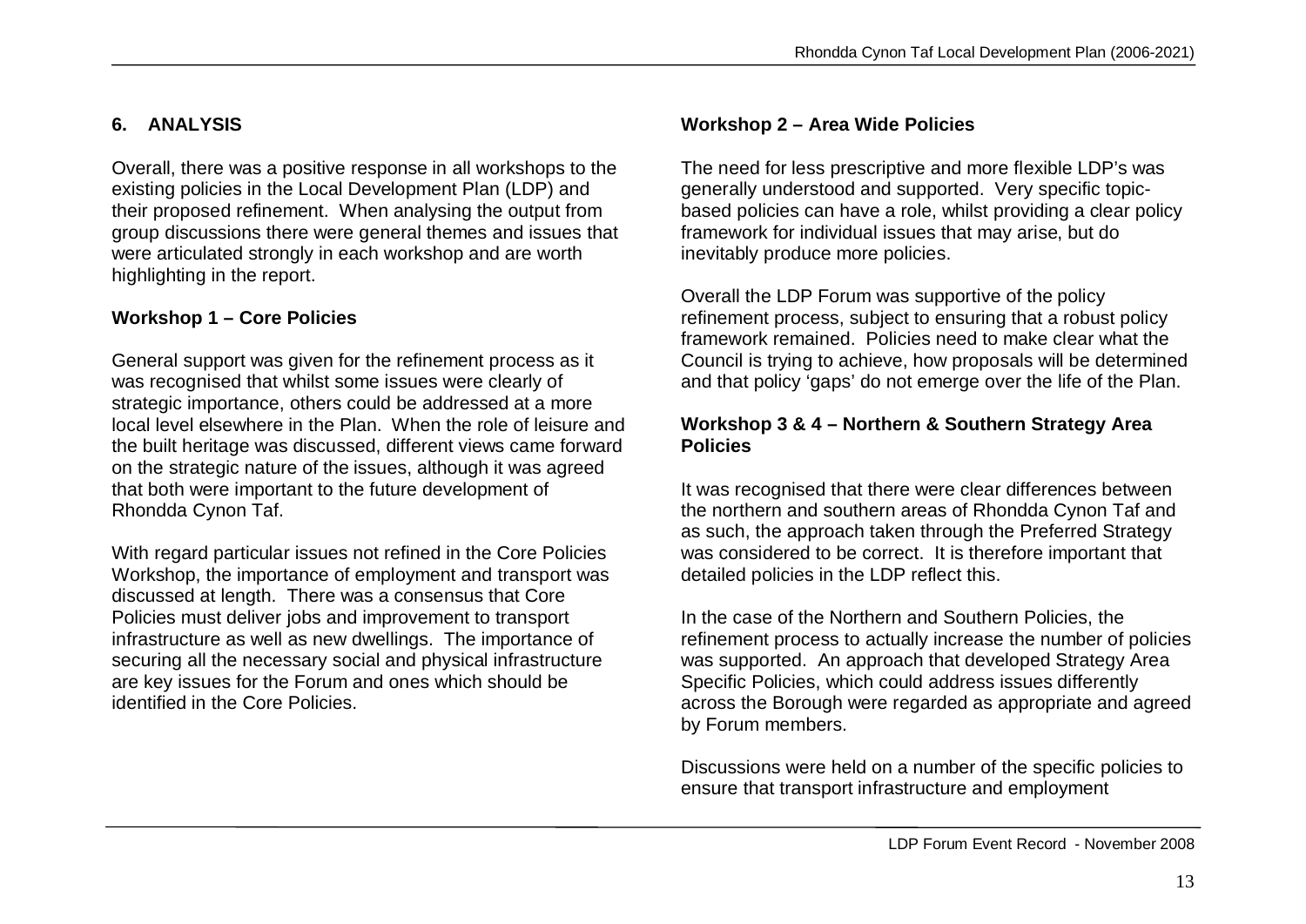## 6. ANALYSIS

Overall, there was a positive response in all workshops to the existing policies in the Local Development Plan (LDP) and their proposed refinement. When analysing the output from group discussions there were general themes and issues that were articulated strongly in each workshop and are worth highlighting in the report.

### Workshop 1 – Core Policies

General support was given for the refinement process as it was recognised that whilst some issues were clearly of strategic importance, others could be addressed at a more local level elsewhere in the Plan. When the role of leisure and the built heritage was discussed, different views came forward on the strategic nature of the issues, although it was agreed that both were important to the future development of Rhondda Cynon Taf.

With regard particular issues not refined in the Core Policies Workshop, the importance of employment and transport was discussed at length. There was a consensus that Core Policies must deliver jobs and improvement to transport infrastructure as well as new dwellings. The importance of securing all the necessary social and physical infrastructure are key issues for the Forum and ones which should be identified in the Core Policies.

### Workshop 2 – Area Wide Policies

The need for less prescriptive and more flexible LDP's was generally understood and supported. Very specific topic-based policies can have a role, whilst providing a clear policy framework for individual issues that may arise, but do inevitably produce more policies.

Overall the LDP Forum was supportive of the policy refinement process, subject to ensuring that a robust policy framework remained. Policies need to make clear what the Council is trying to achieve, how proposals will be determined and that policy 'gaps' do not emerge over the life of the Plan.

### Workshop 3 & 4 – Northern & Southern Strategy Area Policies

It was recognised that there were clear differences between the northern and southern areas of Rhondda Cynon Taf and as such, the approach taken through the Preferred Strategy was considered to be correct. It is therefore important that detailed policies in the LDP reflect this.

In the case of the Northern and Southern Policies, the refinement process to actually increase the number of policies was supported. An approach that developed Strategy Area Specific Policies, which could address issues differently across the Borough were regarded as appropriate and agreed by Forum members.

Discussions were held on a number of the specific policies to ensure that transport infrastructure and employment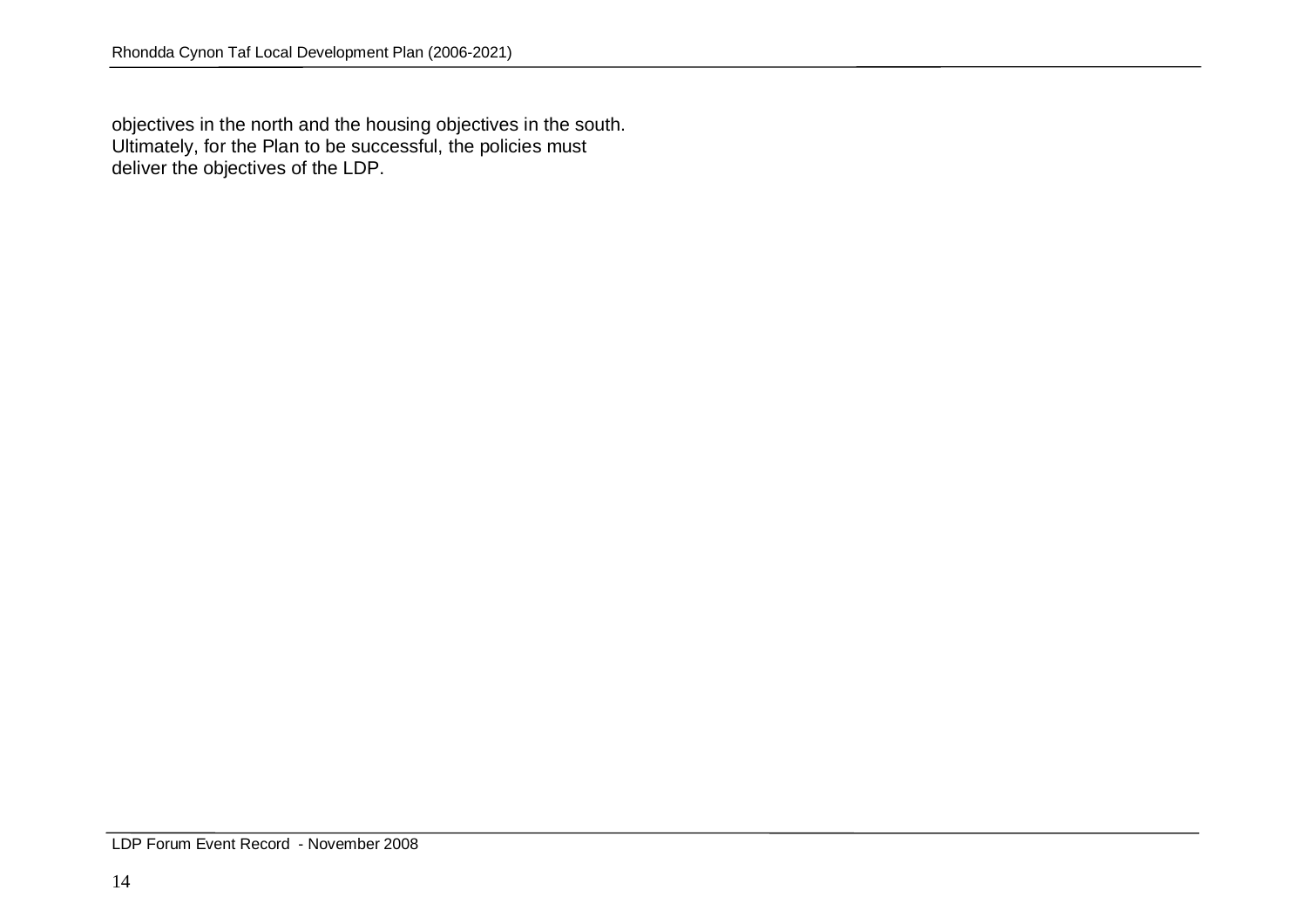objectives in the north and the housing objectives in the south. Ultimately, for the Plan to be successful, the policies must deliver the objectives of the LDP.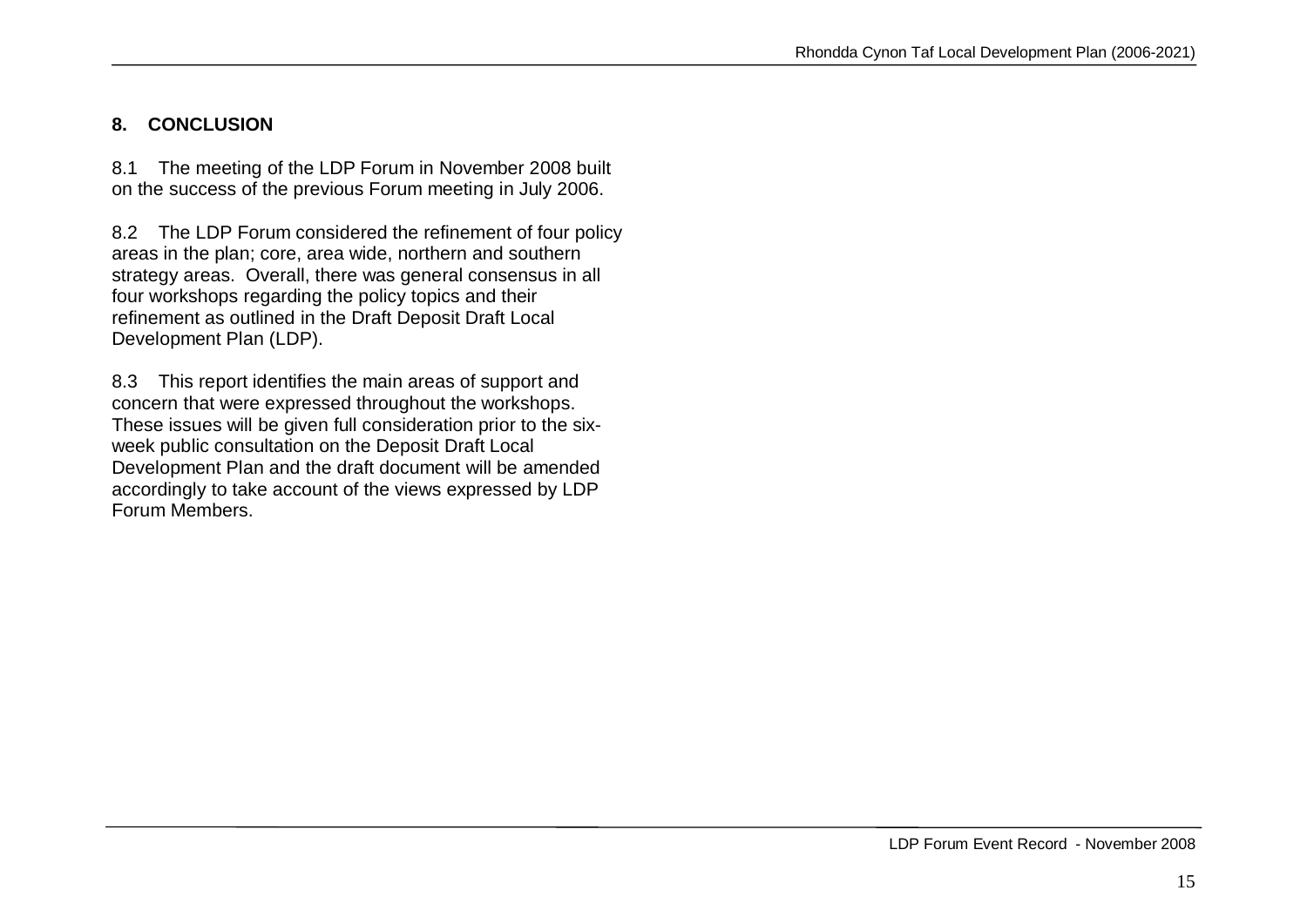## 8. CONCLUSION

8.1 The meeting of the LDP Forum in November 2008 built on the success of the previous Forum meeting in July 2006.

8.2 The LDP Forum considered the refinement of four policy areas in the plan; core, area wide, northern and southern strategy areas. Overall, there was general consensus in all four workshops regarding the policy topics and their refinement as outlined in the Draft Deposit Draft Local Development Plan (LDP).

8.3 This report identifies the main areas of support and concern that were expressed throughout the workshops. These issues will be given full consideration prior to the six-week public consultation on the Deposit Draft Local Development Plan and the draft document will be amended accordingly to take account of the views expressed by LDP Forum Members.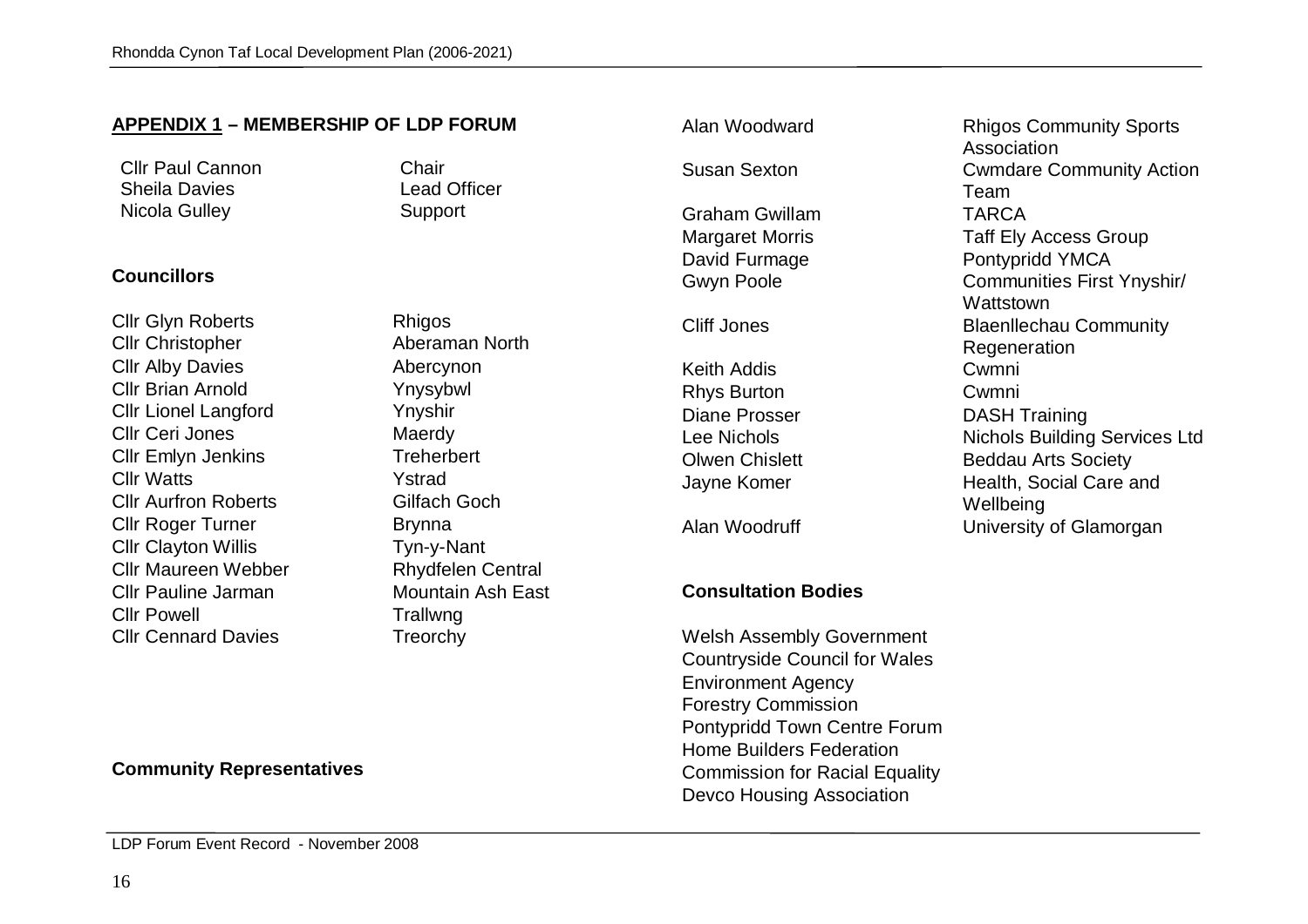## APPENDIX 1 – MEMBERSHIP OF LDP FORUM

| | |
|---|---|
| Cllr Paul Cannon | Chair |
| Sheila Davies | Lead Officer |
| Nicola Gulley | Support |

### Councillors

| | |
|---|---|
| Cllr Glyn Roberts | Rhigos |
| Cllr Christopher | Aberaman North |
| Cllr Alby Davies | Abercynon |
| Cllr Brian Arnold | Ynysybwl |
| Cllr Lionel Langford | Ynyshir |
| Cllr Ceri Jones | Maerdy |
| Cllr Emlyn Jenkins | Treherbert |
| Cllr Watts | Ystrad |
| Cllr Aurfron Roberts | Gilfach Goch |
| Cllr Roger Turner | Brynna |
| Cllr Clayton Willis | Tyn-y-Nant |
| Cllr Maureen Webber | Rhydfelen Central |
| Cllr Pauline Jarman | Mountain Ash East |
| Cllr Powell | Trallwng |
| Cllr Cennard Davies | Treorchy |

### Community Representatives

| | |
|---|---|
| Alan Woodward | Rhigos Community Sports Association |
| Susan Sexton | Cwmdare Community Action Team |
| Graham Gwillam | TARCA |
| Margaret Morris | Taff Ely Access Group |
| David Furmage | Pontypridd YMCA |
| Gwyn Poole | Communities First Ynyshir/ Wattstown |
| Cliff Jones | Blaenllechau Community Regeneration |
| Keith Addis | Cwmni |
| Rhys Burton | Cwmni |
| Diane Prosser | DASH Training |
| Lee Nichols | Nichols Building Services Ltd |
| Olwen Chislett | Beddau Arts Society |
| Jayne Komer | Health, Social Care and Wellbeing |
| Alan Woodruff | University of Glamorgan |

### Consultation Bodies

Welsh Assembly Government
Countryside Council for Wales
Environment Agency
Forestry Commission
Pontypridd Town Centre Forum
Home Builders Federation
Commission for Racial Equality
Devco Housing Association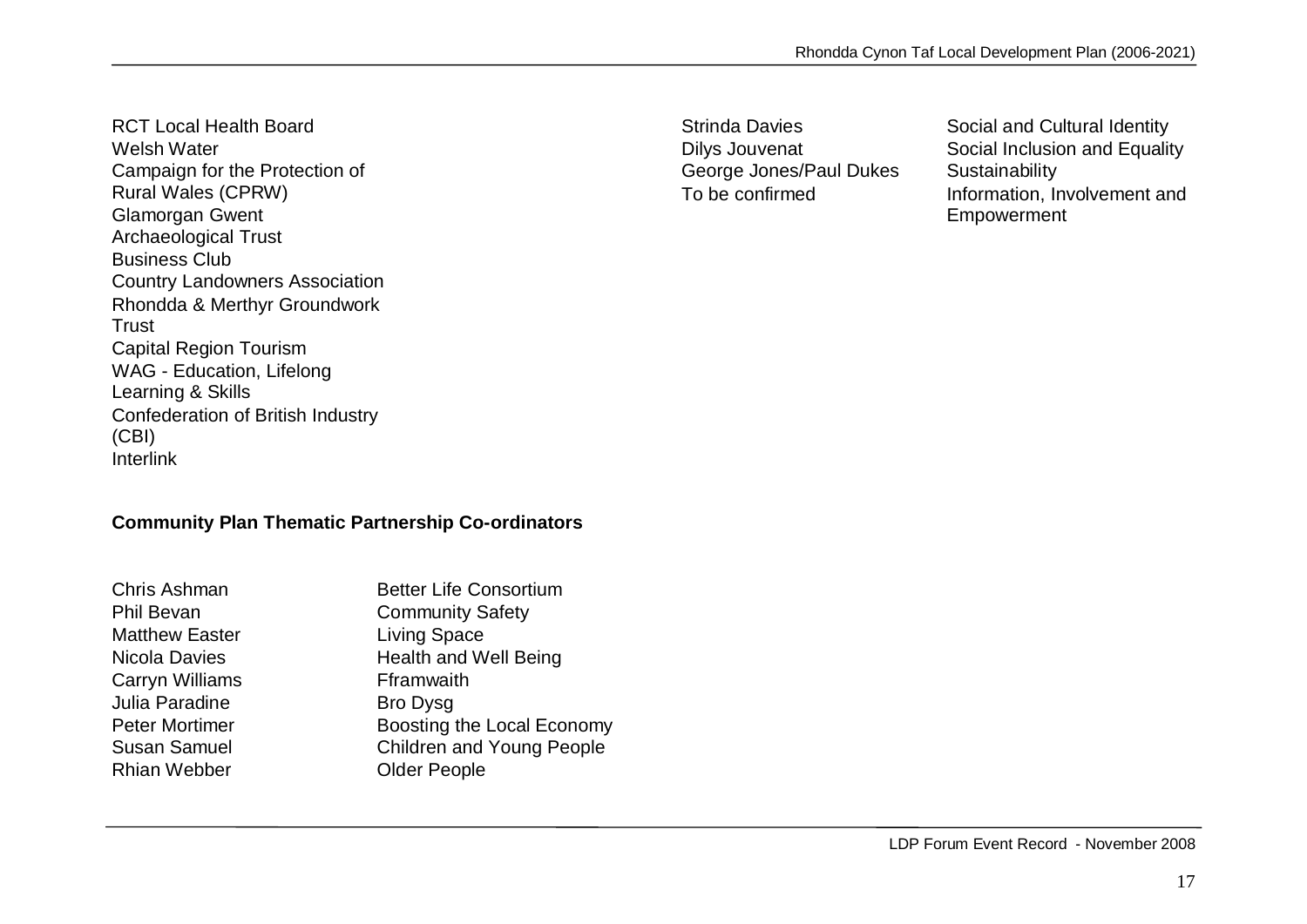RCT Local Health Board
Welsh Water
Campaign for the Protection of Rural Wales (CPRW)
Glamorgan Gwent Archaeological Trust
Business Club
Country Landowners Association
Rhondda & Merthyr Groundwork Trust
Capital Region Tourism
WAG - Education, Lifelong Learning & Skills
Confederation of British Industry (CBI)
Interlink

| | |
|---|---|
| Strinda Davies | Social and Cultural Identity |
| Dilys Jouvenat | Social Inclusion and Equality |
| George Jones/Paul Dukes | Sustainability |
| To be confirmed | Information, Involvement and Empowerment |

**Community Plan Thematic Partnership Co-ordinators**

| | |
|---|---|
| Chris Ashman | Better Life Consortium |
| Phil Bevan | Community Safety |
| Matthew Easter | Living Space |
| Nicola Davies | Health and Well Being |
| Carryn Williams | Fframwaith |
| Julia Paradine | Bro Dysg |
| Peter Mortimer | Boosting the Local Economy |
| Susan Samuel | Children and Young People |
| Rhian Webber | Older People |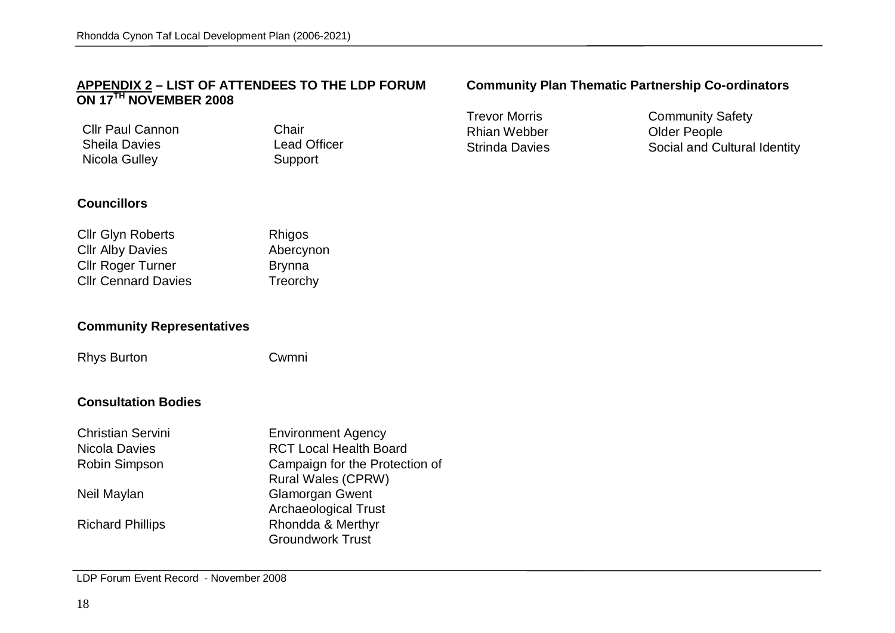## APPENDIX 2 – LIST OF ATTENDEES TO THE LDP FORUM ON 17TH NOVEMBER 2008

| | |
|---|---|
| Cllr Paul Cannon | Chair |
| Sheila Davies | Lead Officer |
| Nicola Gulley | Support |

### Councillors

| | |
|---|---|
| Cllr Glyn Roberts | Rhigos |
| Cllr Alby Davies | Abercynon |
| Cllr Roger Turner | Brynna |
| Cllr Cennard Davies | Treorchy |

### Community Representatives

| | |
|---|---|
| Rhys Burton | Cwmni |

### Consultation Bodies

| | |
|---|---|
| Christian Servini | Environment Agency |
| Nicola Davies | RCT Local Health Board |
| Robin Simpson | Campaign for the Protection of Rural Wales (CPRW) |
| Neil Maylan | Glamorgan Gwent Archaeological Trust |
| Richard Phillips | Rhondda & Merthyr Groundwork Trust |

### Community Plan Thematic Partnership Co-ordinators

| | |
|---|---|
| Trevor Morris | Community Safety |
| Rhian Webber | Older People |
| Strinda Davies | Social and Cultural Identity |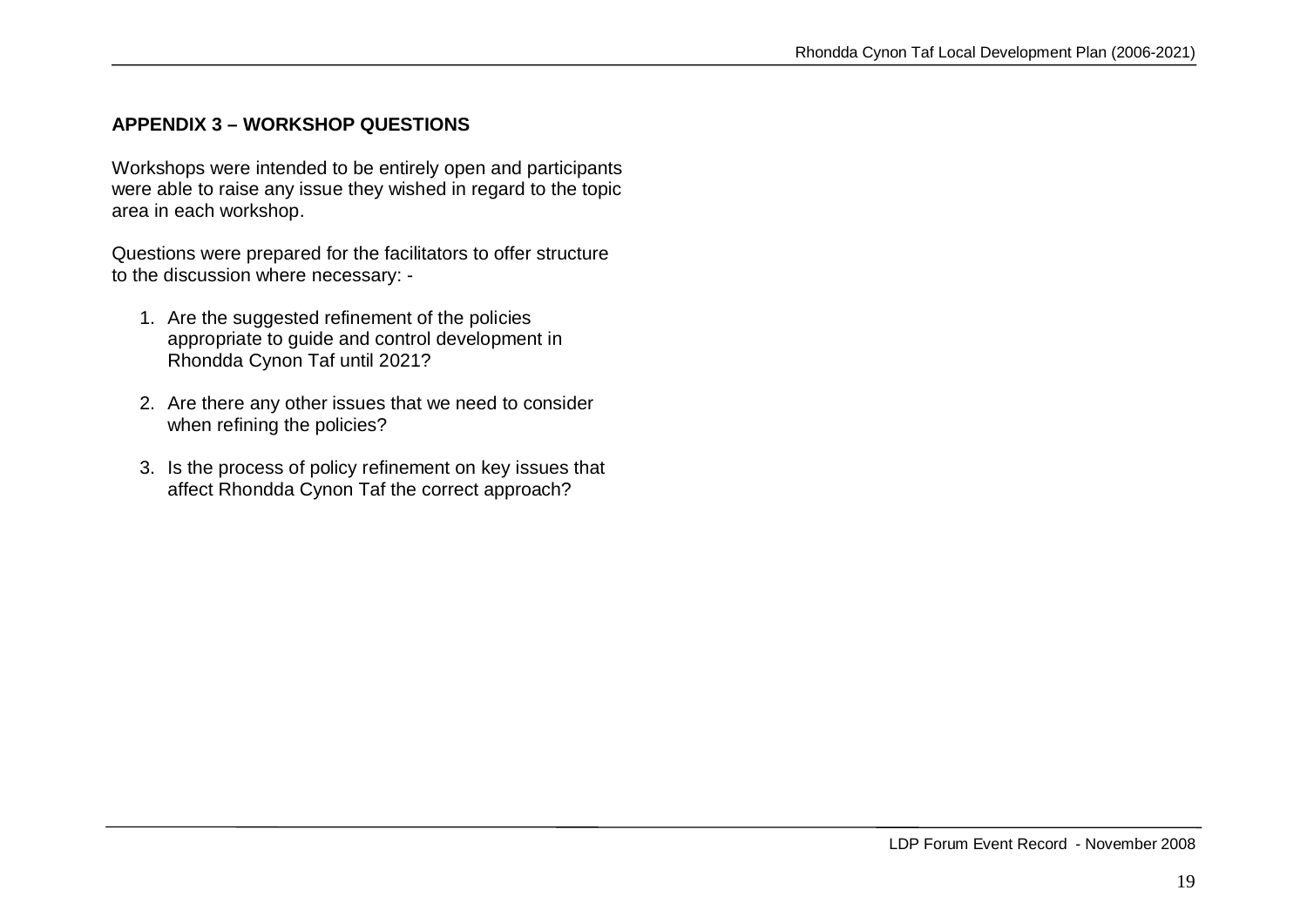## APPENDIX 3 – WORKSHOP QUESTIONS

Workshops were intended to be entirely open and participants were able to raise any issue they wished in regard to the topic area in each workshop.

Questions were prepared for the facilitators to offer structure to the discussion where necessary: -

1. Are the suggested refinement of the policies appropriate to guide and control development in Rhondda Cynon Taf until 2021?

2. Are there any other issues that we need to consider when refining the policies?

3. Is the process of policy refinement on key issues that affect Rhondda Cynon Taf the correct approach?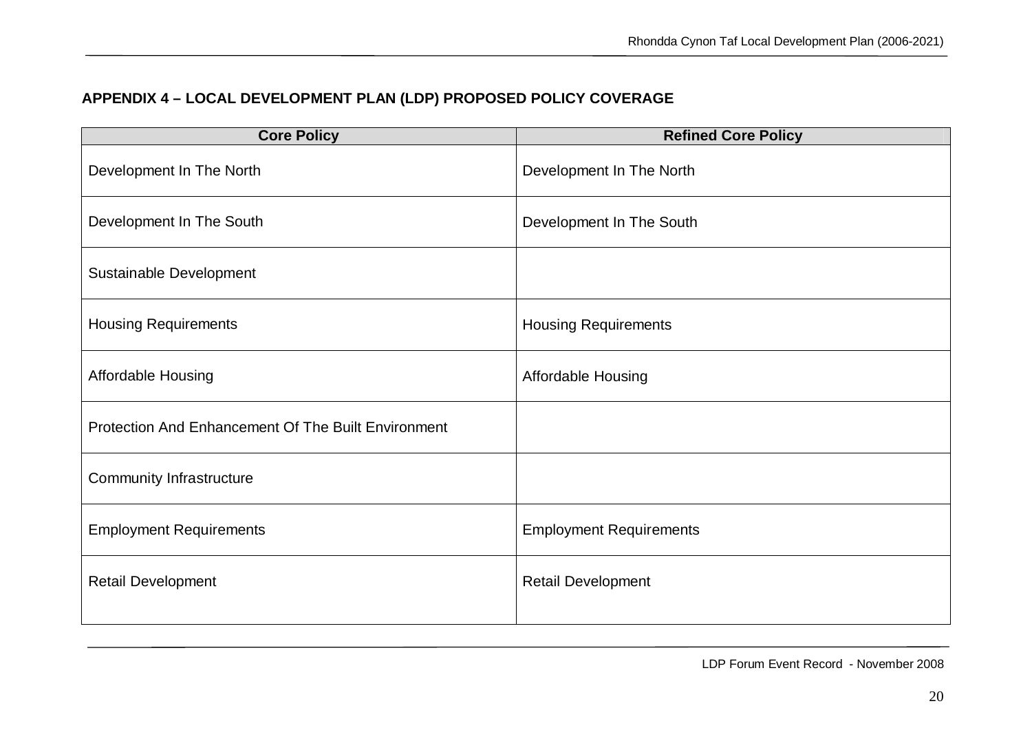## APPENDIX 4 – LOCAL DEVELOPMENT PLAN (LDP) PROPOSED POLICY COVERAGE

| Core Policy | Refined Core Policy |
|---|---|
| Development In The North | Development In The North |
| Development In The South | Development In The South |
| Sustainable Development | |
| Housing Requirements | Housing Requirements |
| Affordable Housing | Affordable Housing |
| Protection And Enhancement Of The Built Environment | |
| Community Infrastructure | |
| Employment Requirements | Employment Requirements |
| Retail Development | Retail Development |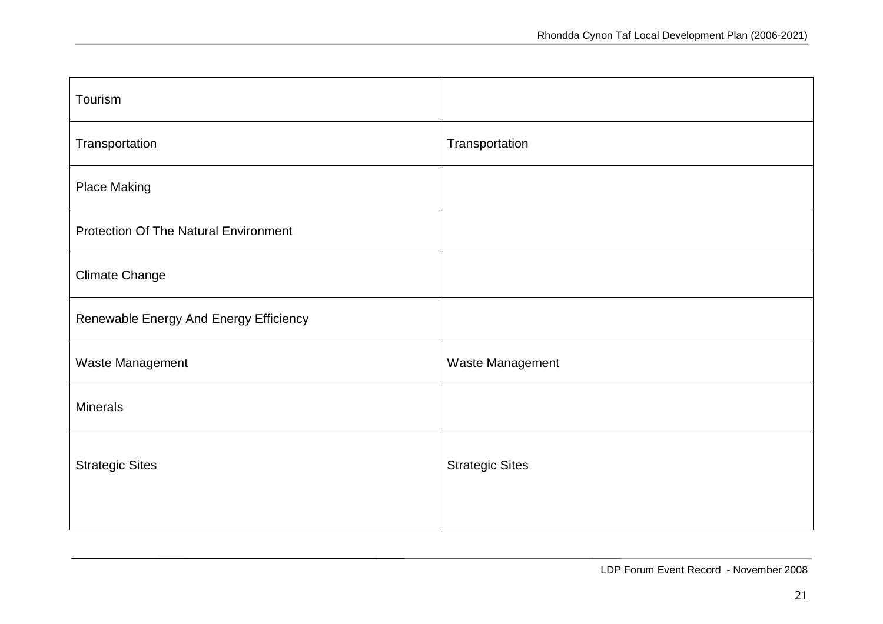| | |
|---|---|
| Tourism | |
| Transportation | Transportation |
| Place Making | |
| Protection Of The Natural Environment | |
| Climate Change | |
| Renewable Energy And Energy Efficiency | |
| Waste Management | Waste Management |
| Minerals | |
| Strategic Sites | Strategic Sites |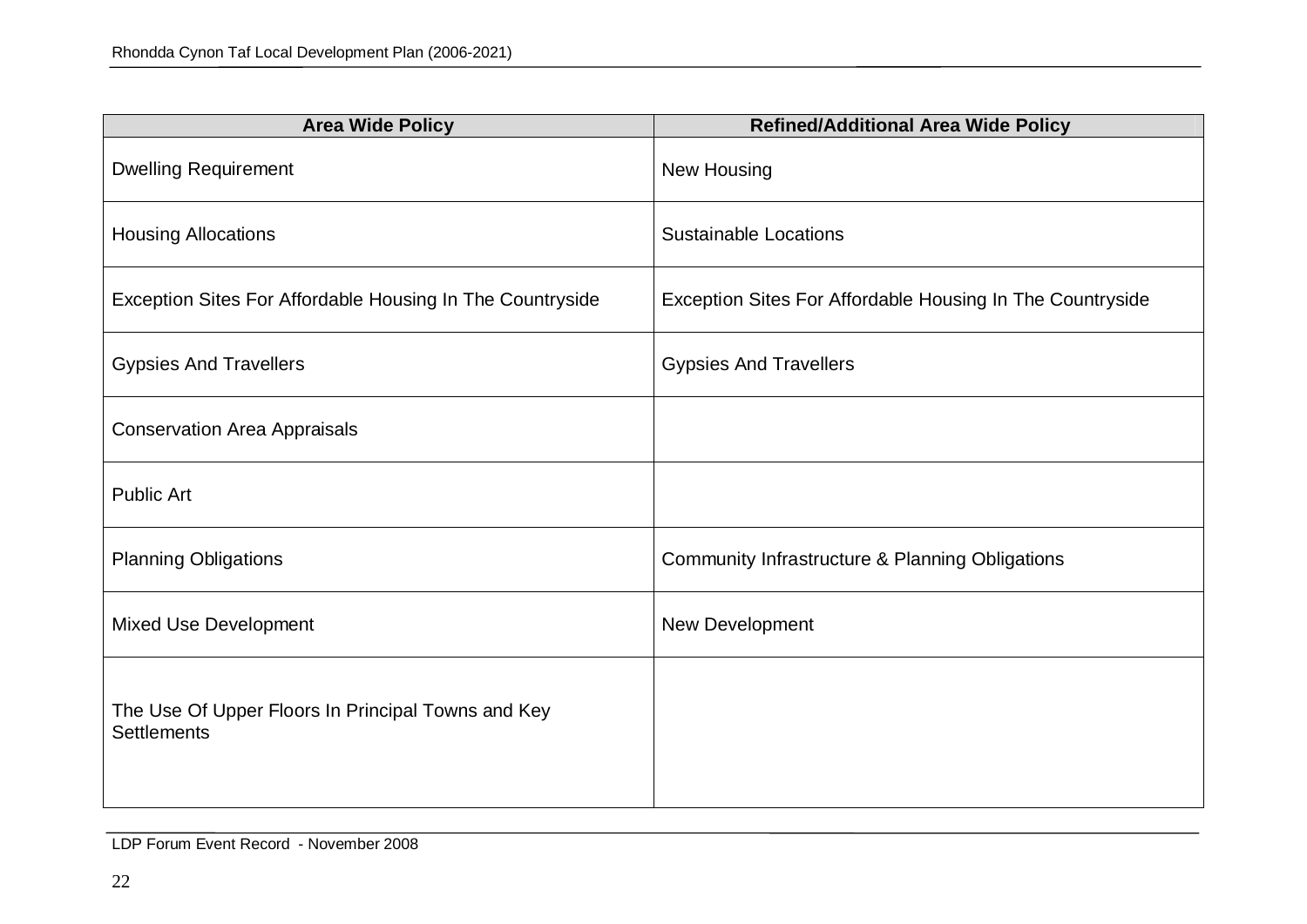| Area Wide Policy | Refined/Additional Area Wide Policy |
|---|---|
| Dwelling Requirement | New Housing |
| Housing Allocations | Sustainable Locations |
| Exception Sites For Affordable Housing In The Countryside | Exception Sites For Affordable Housing In The Countryside |
| Gypsies And Travellers | Gypsies And Travellers |
| Conservation Area Appraisals | |
| Public Art | |
| Planning Obligations | Community Infrastructure & Planning Obligations |
| Mixed Use Development | New Development |
| The Use Of Upper Floors In Principal Towns and Key Settlements | |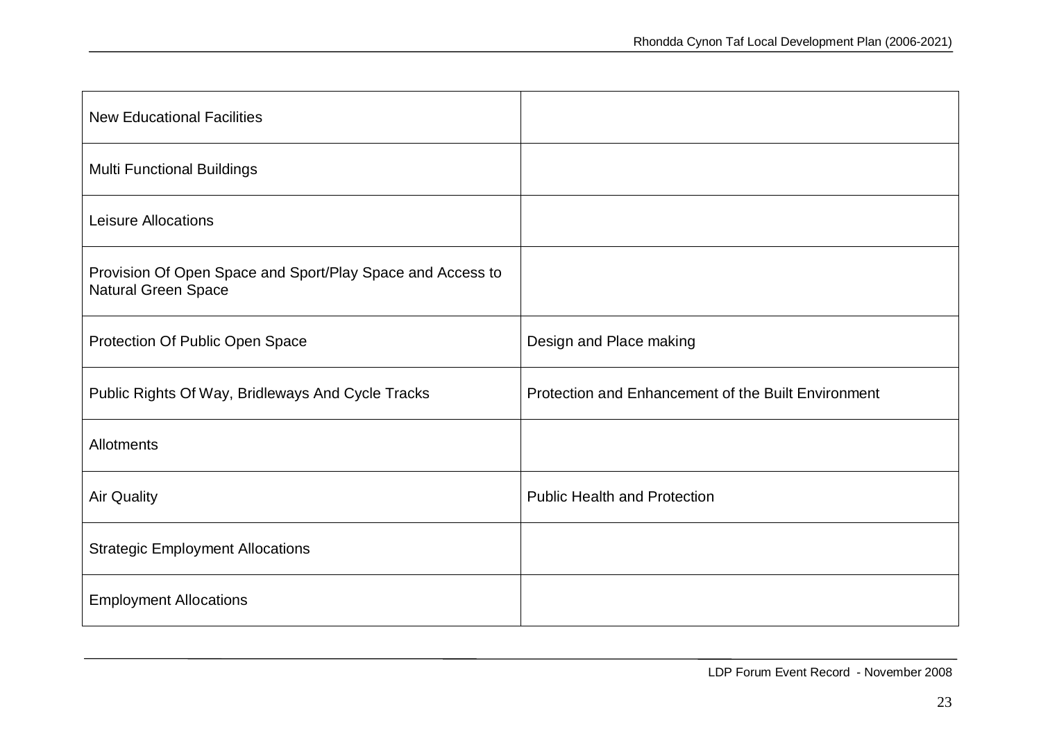| | |
|---|---|
| New Educational Facilities | |
| Multi Functional Buildings | |
| Leisure Allocations | |
| Provision Of Open Space and Sport/Play Space and Access to Natural Green Space | |
| Protection Of Public Open Space | Design and Place making |
| Public Rights Of Way, Bridleways And Cycle Tracks | Protection and Enhancement of the Built Environment |
| Allotments | |
| Air Quality | Public Health and Protection |
| Strategic Employment Allocations | |
| Employment Allocations | |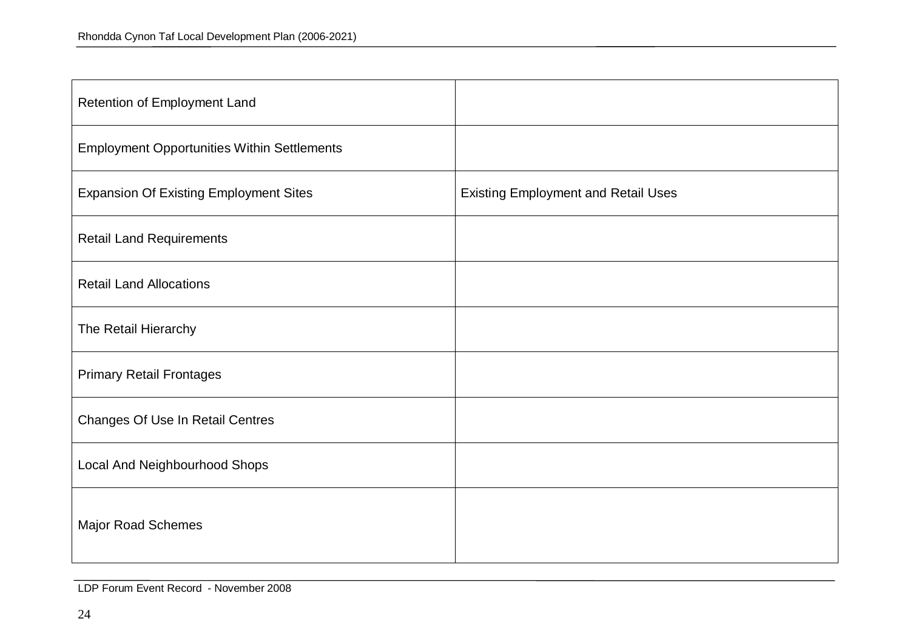| Retention of Employment Land | |
|---|---|
| Employment Opportunities Within Settlements | |
| Expansion Of Existing Employment Sites | Existing Employment and Retail Uses |
| Retail Land Requirements | |
| Retail Land Allocations | |
| The Retail Hierarchy | |
| Primary Retail Frontages | |
| Changes Of Use In Retail Centres | |
| Local And Neighbourhood Shops | |
| Major Road Schemes | |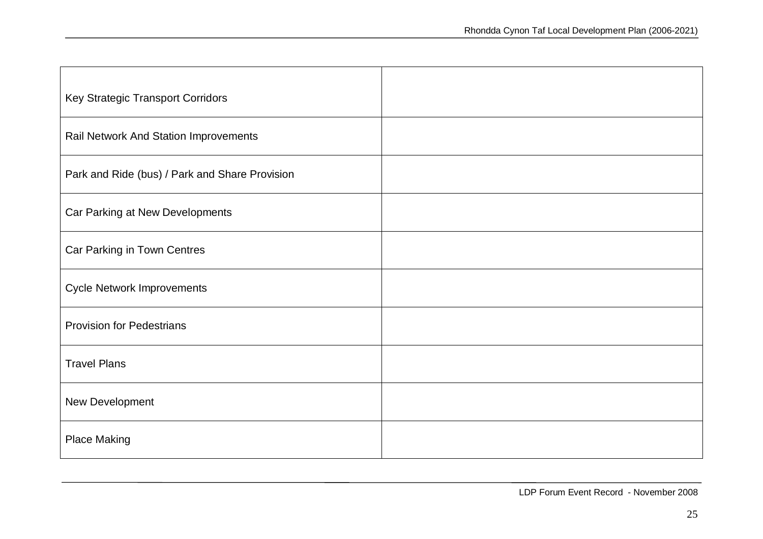| Key Strategic Transport Corridors | |
| --- | --- |
| Rail Network And Station Improvements | |
| Park and Ride (bus) / Park and Share Provision | |
| Car Parking at New Developments | |
| Car Parking in Town Centres | |
| Cycle Network Improvements | |
| Provision for Pedestrians | |
| Travel Plans | |
| New Development | |
| Place Making | |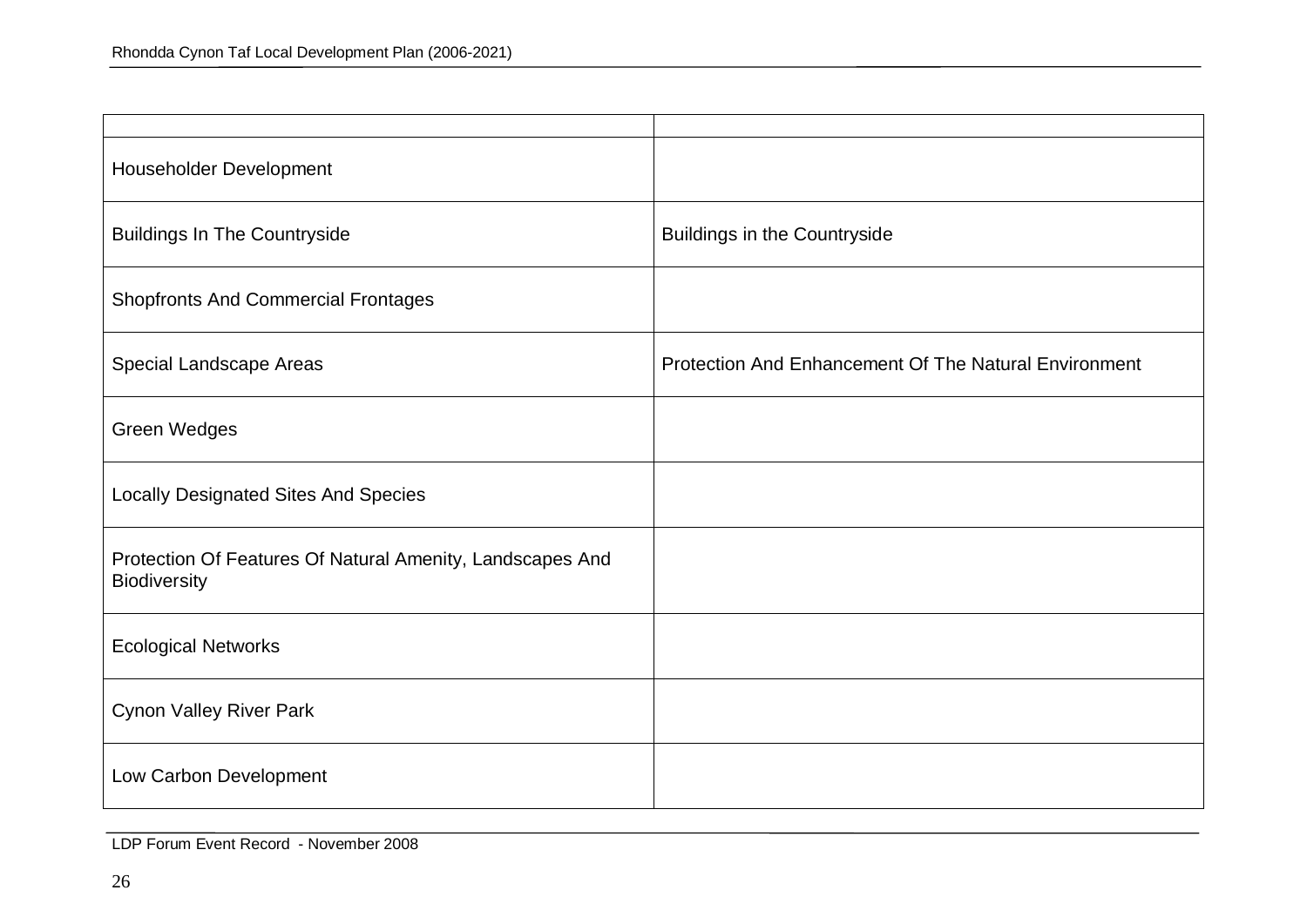| | |
|---|---|
| Householder Development | |
| Buildings In The Countryside | Buildings in the Countryside |
| Shopfronts And Commercial Frontages | |
| Special Landscape Areas | Protection And Enhancement Of The Natural Environment |
| Green Wedges | |
| Locally Designated Sites And Species | |
| Protection Of Features Of Natural Amenity, Landscapes And Biodiversity | |
| Ecological Networks | |
| Cynon Valley River Park | |
| Low Carbon Development | |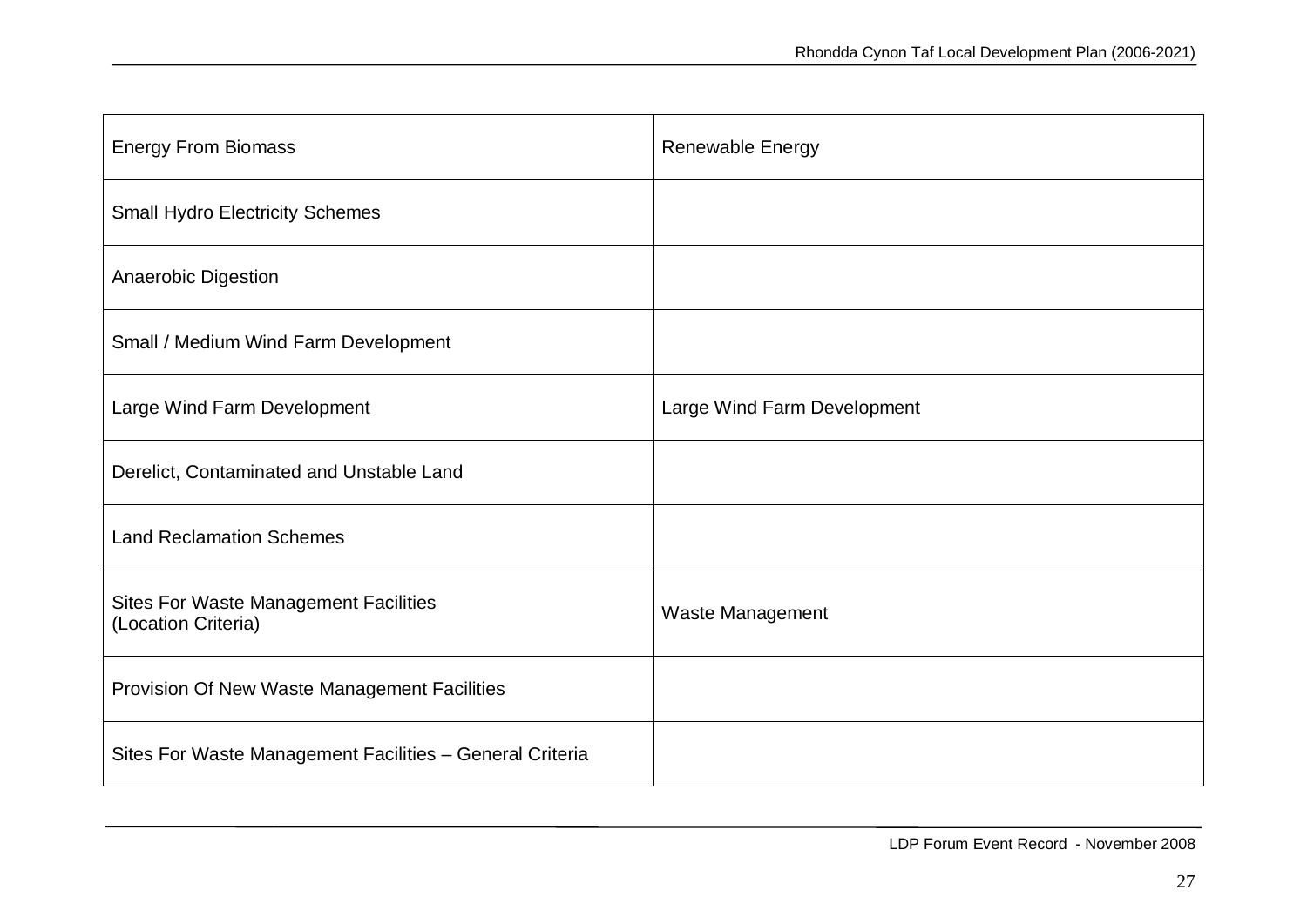| | |
|---|---|
| Energy From Biomass | Renewable Energy |
| Small Hydro Electricity Schemes | |
| Anaerobic Digestion | |
| Small / Medium Wind Farm Development | |
| Large Wind Farm Development | Large Wind Farm Development |
| Derelict, Contaminated and Unstable Land | |
| Land Reclamation Schemes | |
| Sites For Waste Management Facilities (Location Criteria) | Waste Management |
| Provision Of New Waste Management Facilities | |
| Sites For Waste Management Facilities – General Criteria | |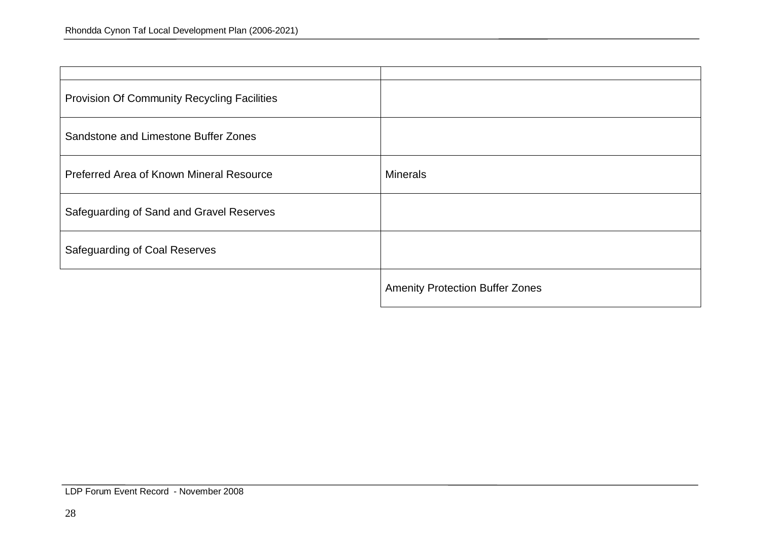| | |
|---|---|
| Provision Of Community Recycling Facilities | |
| Sandstone and Limestone Buffer Zones | |
| Preferred Area of Known Mineral Resource | Minerals |
| Safeguarding of Sand and Gravel Reserves | |
| Safeguarding of Coal Reserves | |
| | Amenity Protection Buffer Zones |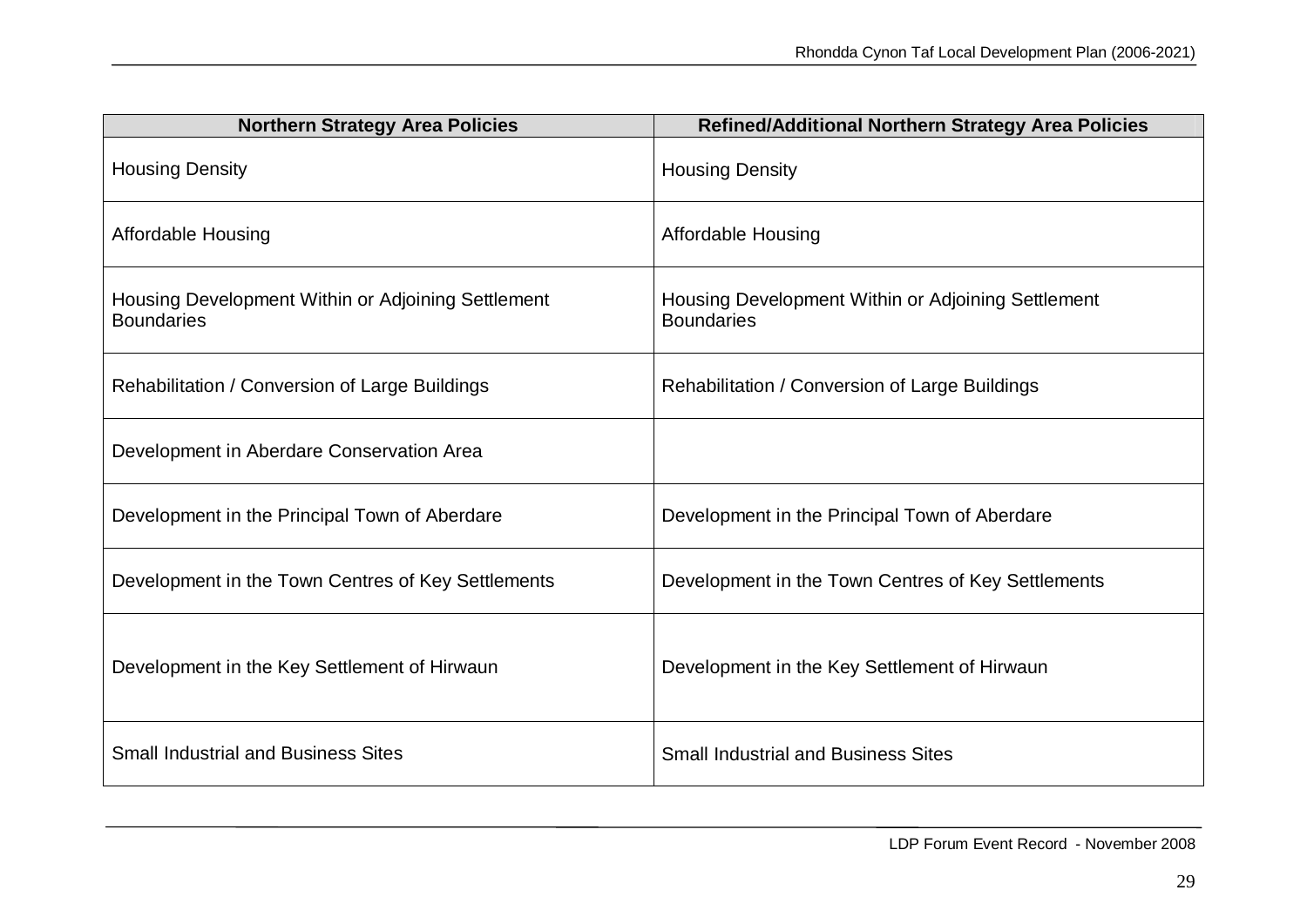| Northern Strategy Area Policies | Refined/Additional Northern Strategy Area Policies |
|---|---|
| Housing Density | Housing Density |
| Affordable Housing | Affordable Housing |
| Housing Development Within or Adjoining Settlement Boundaries | Housing Development Within or Adjoining Settlement Boundaries |
| Rehabilitation / Conversion of Large Buildings | Rehabilitation / Conversion of Large Buildings |
| Development in Aberdare Conservation Area | |
| Development in the Principal Town of Aberdare | Development in the Principal Town of Aberdare |
| Development in the Town Centres of Key Settlements | Development in the Town Centres of Key Settlements |
| Development in the Key Settlement of Hirwaun | Development in the Key Settlement of Hirwaun |
| Small Industrial and Business Sites | Small Industrial and Business Sites |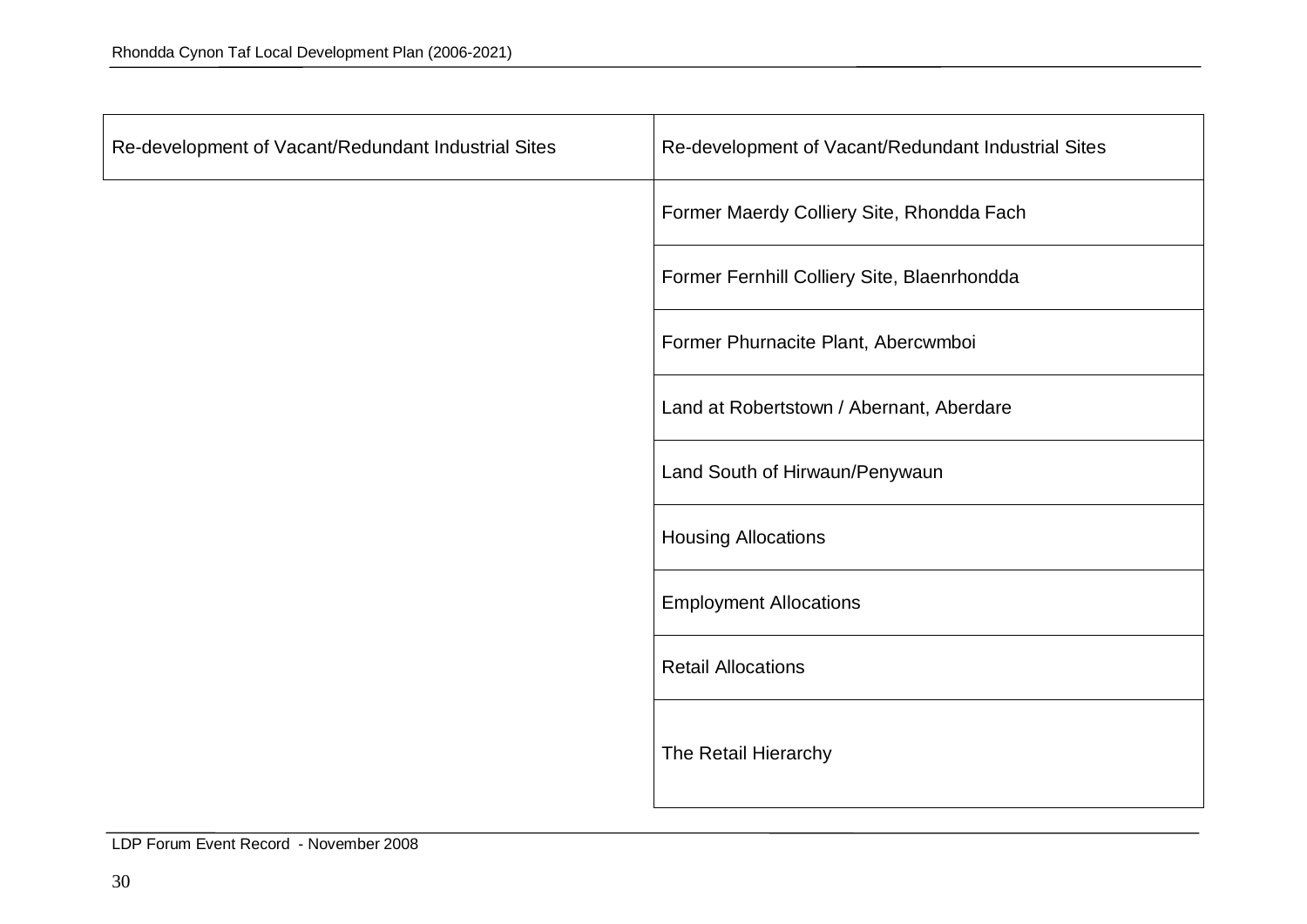| Re-development of Vacant/Redundant Industrial Sites | Re-development of Vacant/Redundant Industrial Sites |
|---|---|
| | Former Maerdy Colliery Site, Rhondda Fach |
| | Former Fernhill Colliery Site, Blaenrhondda |
| | Former Phurnacite Plant, Abercwmboi |
| | Land at Robertstown / Abernant, Aberdare |
| | Land South of Hirwaun/Penywaun |
| | Housing Allocations |
| | Employment Allocations |
| | Retail Allocations |
| | The Retail Hierarchy |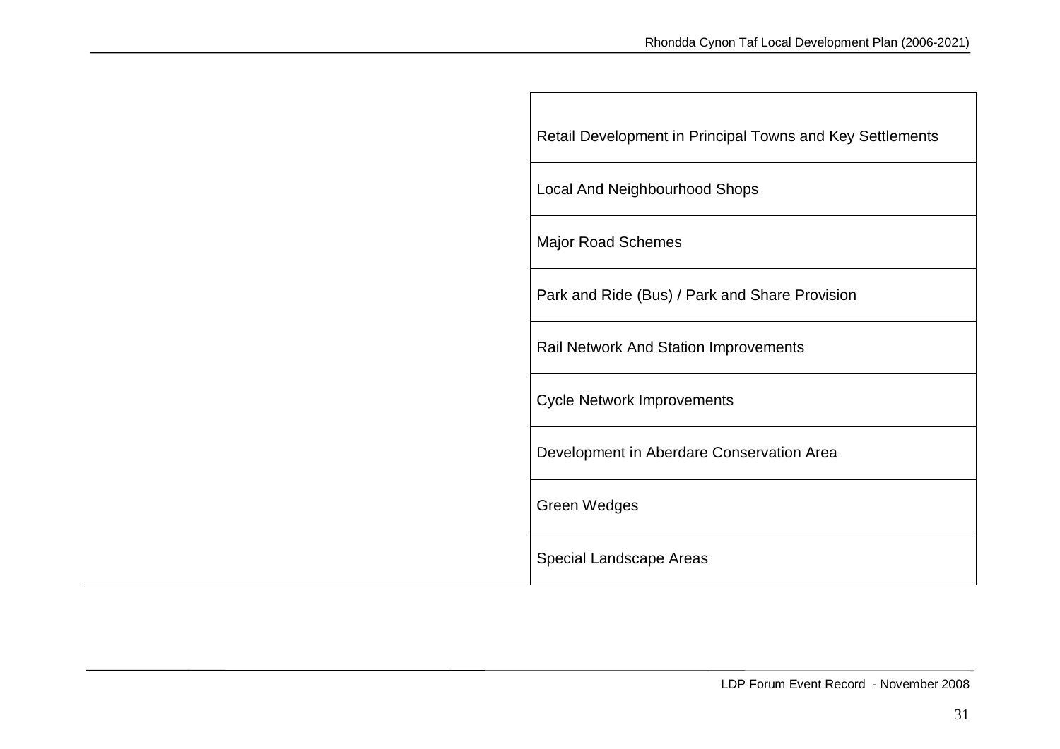| | |
|---|---|
| | Retail Development in Principal Towns and Key Settlements |
| | Local And Neighbourhood Shops |
| | Major Road Schemes |
| | Park and Ride (Bus) / Park and Share Provision |
| | Rail Network And Station Improvements |
| | Cycle Network Improvements |
| | Development in Aberdare Conservation Area |
| | Green Wedges |
| | Special Landscape Areas |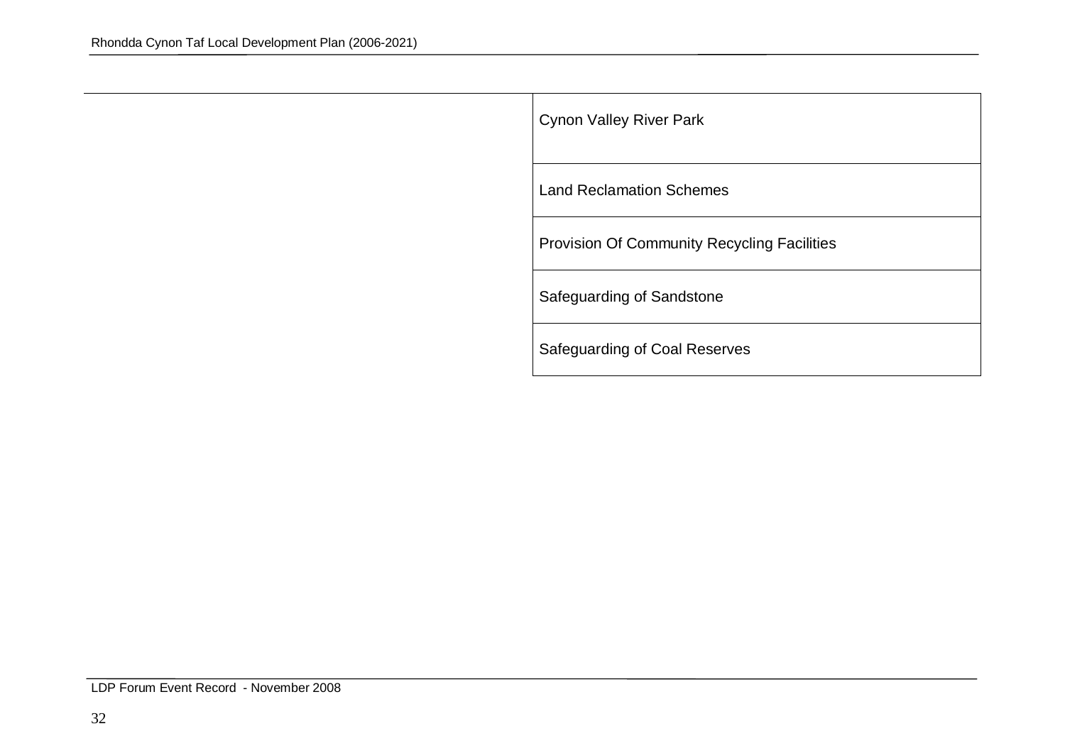| | |
|---|---|
| | Cynon Valley River Park |
| | Land Reclamation Schemes |
| | Provision Of Community Recycling Facilities |
| | Safeguarding of Sandstone |
| | Safeguarding of Coal Reserves |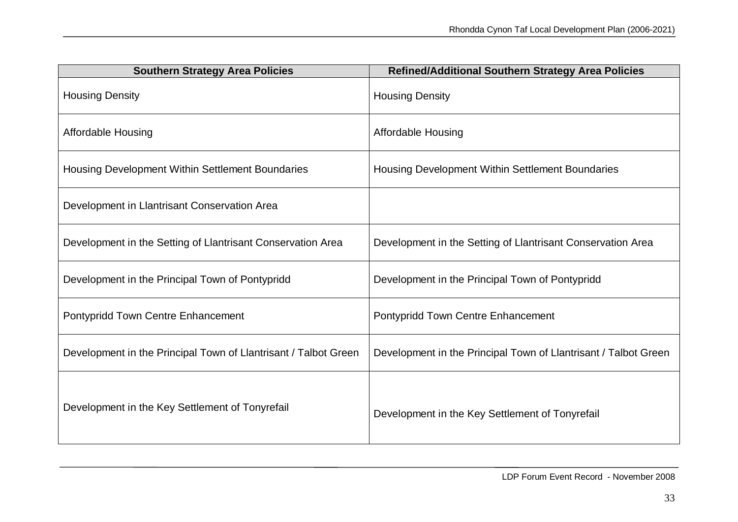| Southern Strategy Area Policies | Refined/Additional Southern Strategy Area Policies |
|---|---|
| Housing Density | Housing Density |
| Affordable Housing | Affordable Housing |
| Housing Development Within Settlement Boundaries | Housing Development Within Settlement Boundaries |
| Development in Llantrisant Conservation Area | |
| Development in the Setting of Llantrisant Conservation Area | Development in the Setting of Llantrisant Conservation Area |
| Development in the Principal Town of Pontypridd | Development in the Principal Town of Pontypridd |
| Pontypridd Town Centre Enhancement | Pontypridd Town Centre Enhancement |
| Development in the Principal Town of Llantrisant / Talbot Green | Development in the Principal Town of Llantrisant / Talbot Green |
| Development in the Key Settlement of Tonyrefail | Development in the Key Settlement of Tonyrefail |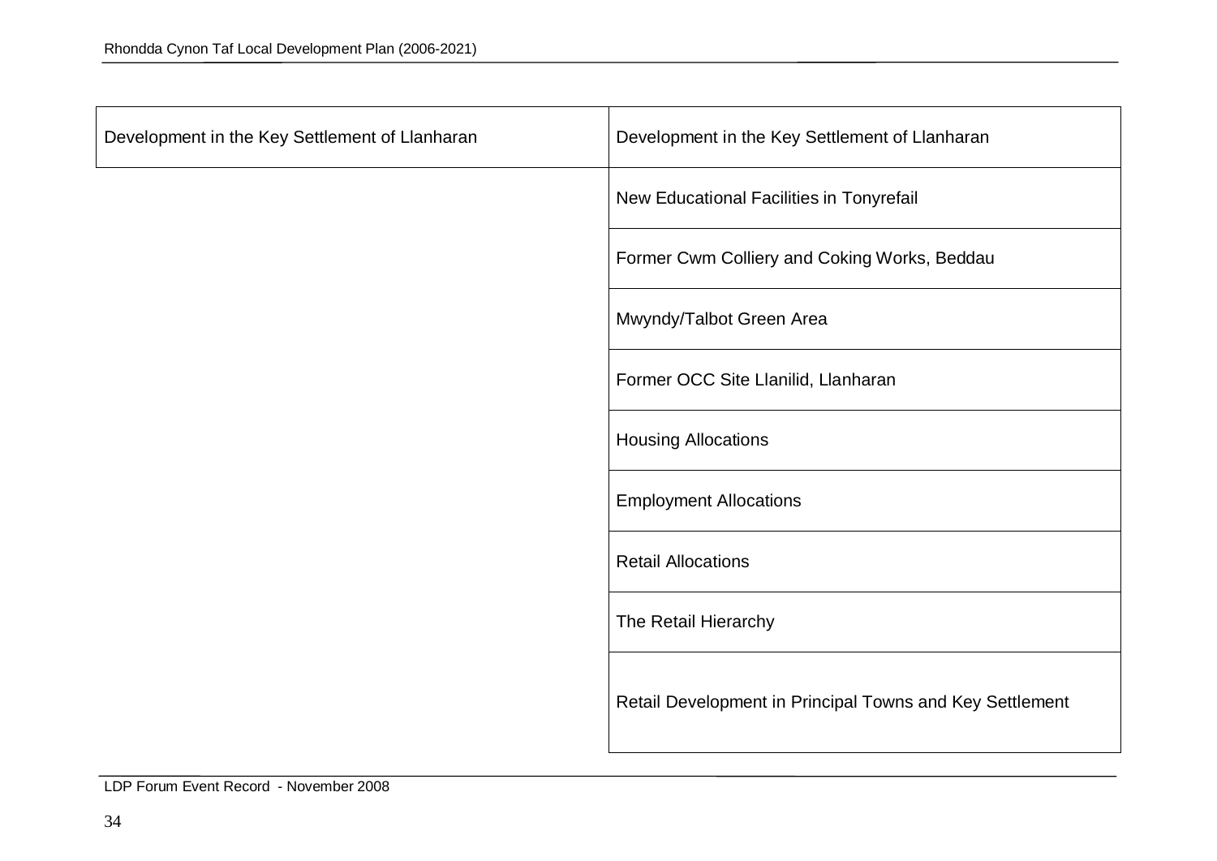| Development in the Key Settlement of Llanharan | Development in the Key Settlement of Llanharan |
| --- | --- |
| | New Educational Facilities in Tonyrefail |
| | Former Cwm Colliery and Coking Works, Beddau |
| | Mwyndy/Talbot Green Area |
| | Former OCC Site Llanilid, Llanharan |
| | Housing Allocations |
| | Employment Allocations |
| | Retail Allocations |
| | The Retail Hierarchy |
| | Retail Development in Principal Towns and Key Settlement |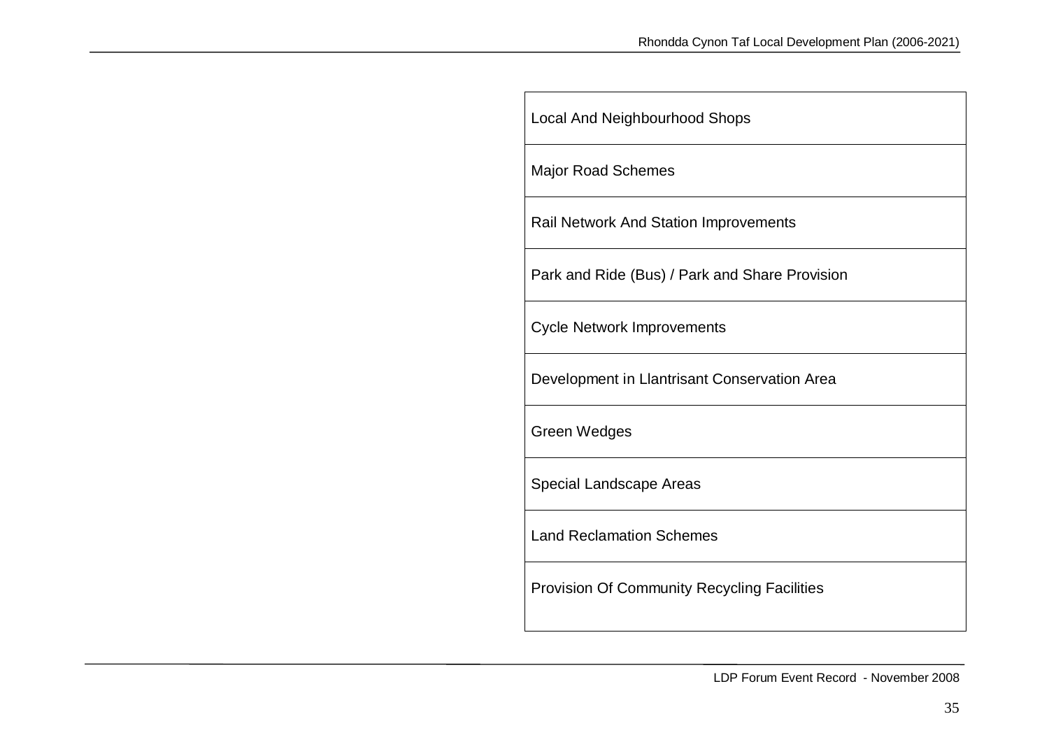| Local And Neighbourhood Shops |
| --- |
| Major Road Schemes |
| Rail Network And Station Improvements |
| Park and Ride (Bus) / Park and Share Provision |
| Cycle Network Improvements |
| Development in Llantrisant Conservation Area |
| Green Wedges |
| Special Landscape Areas |
| Land Reclamation Schemes |
| Provision Of Community Recycling Facilities |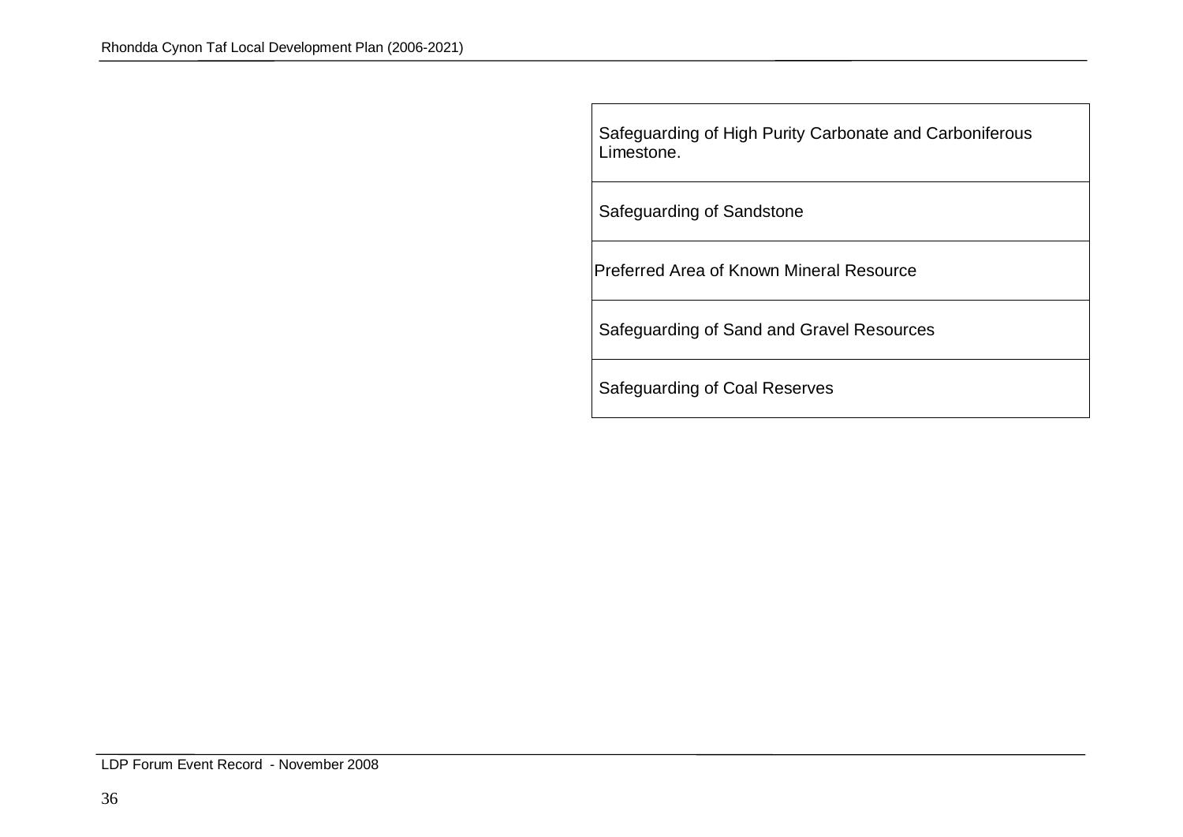| |
|---|
| Safeguarding of High Purity Carbonate and Carboniferous Limestone. |
| Safeguarding of Sandstone |
| Preferred Area of Known Mineral Resource |
| Safeguarding of Sand and Gravel Resources |
| Safeguarding of Coal Reserves |